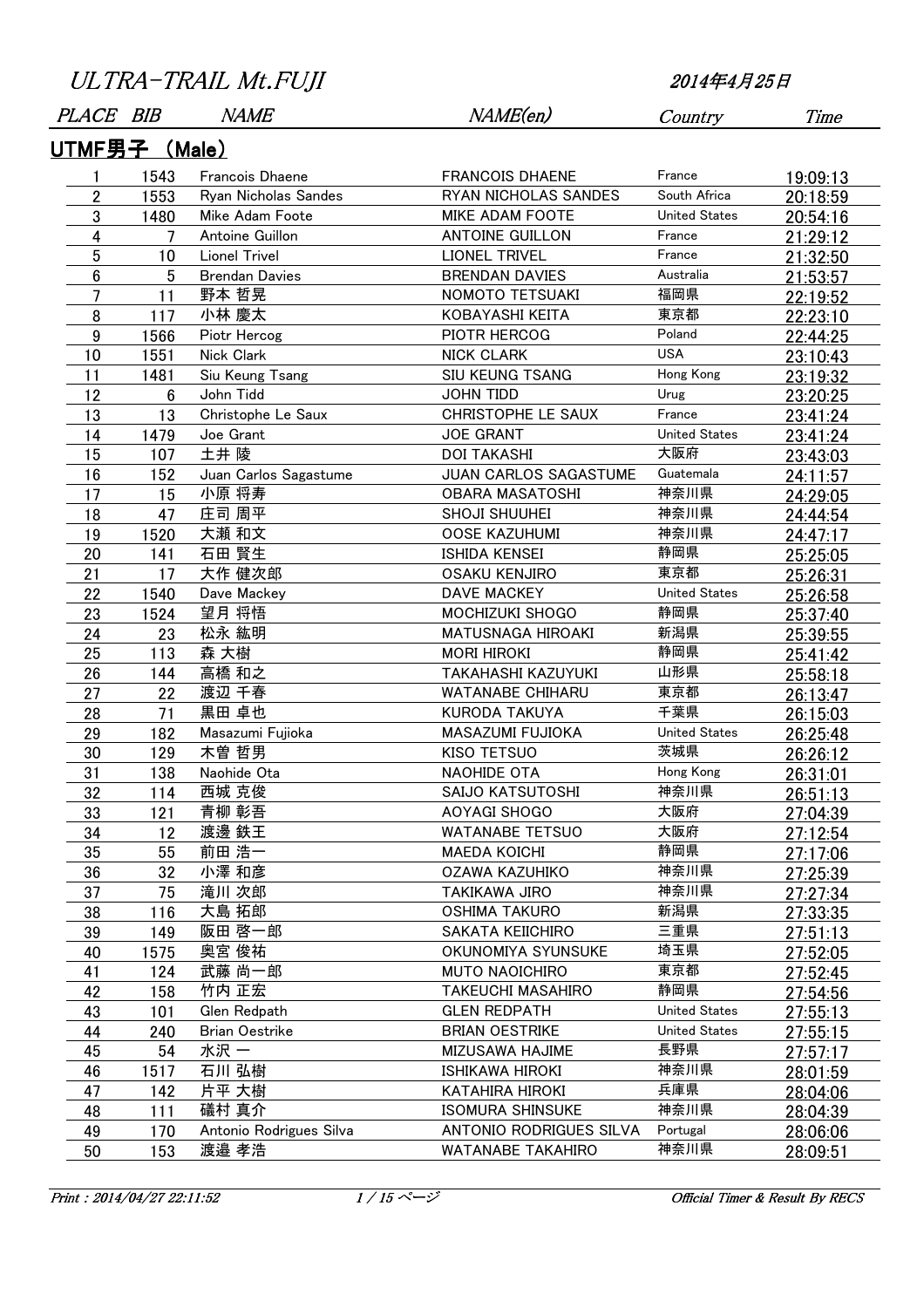# ULTRA-TRAIL Mt.FUJI

2014年4月25日

## UTMF男子 （Male）

| PLACE | BIB | NAME | NAME(en) | Country | Time |
|---|---|---|---|---|---|
| 1 | 1543 | Francois Dhaene | FRANCOIS DHAENE | France | 19:09:13 |
| 2 | 1553 | Ryan Nicholas Sandes | RYAN NICHOLAS SANDES | South Africa | 20:18:59 |
| 3 | 1480 | Mike Adam Foote | MIKE ADAM FOOTE | United States | 20:54:16 |
| 4 | 7 | Antoine Guillon | ANTOINE GUILLON | France | 21:29:12 |
| 5 | 10 | Lionel Trivel | LIONEL TRIVEL | France | 21:32:50 |
| 6 | 5 | Brendan Davies | BRENDAN DAVIES | Australia | 21:53:57 |
| 7 | 11 | 野本 哲晃 | NOMOTO TETSUAKI | 福岡県 | 22:19:52 |
| 8 | 117 | 小林 慶太 | KOBAYASHI KEITA | 東京都 | 22:23:10 |
| 9 | 1566 | Piotr Hercog | PIOTR HERCOG | Poland | 22:44:25 |
| 10 | 1551 | Nick Clark | NICK CLARK | USA | 23:10:43 |
| 11 | 1481 | Siu Keung Tsang | SIU KEUNG TSANG | Hong Kong | 23:19:32 |
| 12 | 6 | John Tidd | JOHN TIDD | Urug | 23:20:25 |
| 13 | 13 | Christophe Le Saux | CHRISTOPHE LE SAUX | France | 23:41:24 |
| 14 | 1479 | Joe Grant | JOE GRANT | United States | 23:41:24 |
| 15 | 107 | 土井 陵 | DOI TAKASHI | 大阪府 | 23:43:03 |
| 16 | 152 | Juan Carlos Sagastume | JUAN CARLOS SAGASTUME | Guatemala | 24:11:57 |
| 17 | 15 | 小原 将寿 | OBARA MASATOSHI | 神奈川県 | 24:29:05 |
| 18 | 47 | 庄司 周平 | SHOJI SHUUHEI | 神奈川県 | 24:44:54 |
| 19 | 1520 | 大瀬 和文 | OOSE KAZUHUMI | 神奈川県 | 24:47:17 |
| 20 | 141 | 石田 賢生 | ISHIDA KENSEI | 静岡県 | 25:25:05 |
| 21 | 17 | 大作 健次郎 | OSAKU KENJIRO | 東京都 | 25:26:31 |
| 22 | 1540 | Dave Mackey | DAVE MACKEY | United States | 25:26:58 |
| 23 | 1524 | 望月 将悟 | MOCHIZUKI SHOGO | 静岡県 | 25:37:40 |
| 24 | 23 | 松永 紘明 | MATUSNAGA HIROAKI | 新潟県 | 25:39:55 |
| 25 | 113 | 森 大樹 | MORI HIROKI | 静岡県 | 25:41:42 |
| 26 | 144 | 高橋 和之 | TAKAHASHI KAZUYUKI | 山形県 | 25:58:18 |
| 27 | 22 | 渡辺 千春 | WATANABE CHIHARU | 東京都 | 26:13:47 |
| 28 | 71 | 黒田 卓也 | KURODA TAKUYA | 千葉県 | 26:15:03 |
| 29 | 182 | Masazumi Fujioka | MASAZUMI FUJIOKA | United States | 26:25:48 |
| 30 | 129 | 木曽 哲男 | KISO TETSUO | 茨城県 | 26:26:12 |
| 31 | 138 | Naohide Ota | NAOHIDE OTA | Hong Kong | 26:31:01 |
| 32 | 114 | 西城 克俊 | SAIJO KATSUTOSHI | 神奈川県 | 26:51:13 |
| 33 | 121 | 青柳 彰吾 | AOYAGI SHOGO | 大阪府 | 27:04:39 |
| 34 | 12 | 渡邊 鉄王 | WATANABE TETSUO | 大阪府 | 27:12:54 |
| 35 | 55 | 前田 浩一 | MAEDA KOICHI | 静岡県 | 27:17:06 |
| 36 | 32 | 小澤 和彦 | OZAWA KAZUHIKO | 神奈川県 | 27:25:39 |
| 37 | 75 | 滝川 次郎 | TAKIKAWA JIRO | 神奈川県 | 27:27:34 |
| 38 | 116 | 大島 拓郎 | OSHIMA TAKURO | 新潟県 | 27:33:35 |
| 39 | 149 | 阪田 啓一郎 | SAKATA KEIICHIRO | 三重県 | 27:51:13 |
| 40 | 1575 | 奥宮 俊祐 | OKUNOMIYA SYUNSUKE | 埼玉県 | 27:52:05 |
| 41 | 124 | 武藤 尚一郎 | MUTO NAOICHIRO | 東京都 | 27:52:45 |
| 42 | 158 | 竹内 正宏 | TAKEUCHI MASAHIRO | 静岡県 | 27:54:56 |
| 43 | 101 | Glen Redpath | GLEN REDPATH | United States | 27:55:13 |
| 44 | 240 | Brian Oestrike | BRIAN OESTRIKE | United States | 27:55:15 |
| 45 | 54 | 水沢 一 | MIZUSAWA HAJIME | 長野県 | 27:57:17 |
| 46 | 1517 | 石川 弘樹 | ISHIKAWA HIROKI | 神奈川県 | 28:01:59 |
| 47 | 142 | 片平 大樹 | KATAHIRA HIROKI | 兵庫県 | 28:04:06 |
| 48 | 111 | 礒村 真介 | ISOMURA SHINSUKE | 神奈川県 | 28:04:39 |
| 49 | 170 | Antonio Rodrigues Silva | ANTONIO RODRIGUES SILVA | Portugal | 28:06:06 |
| 50 | 153 | 渡邉 孝浩 | WATANABE TAKAHIRO | 神奈川県 | 28:09:51 |

Print : 2014/04/27 22:11:52

Official Timer & Result By RECS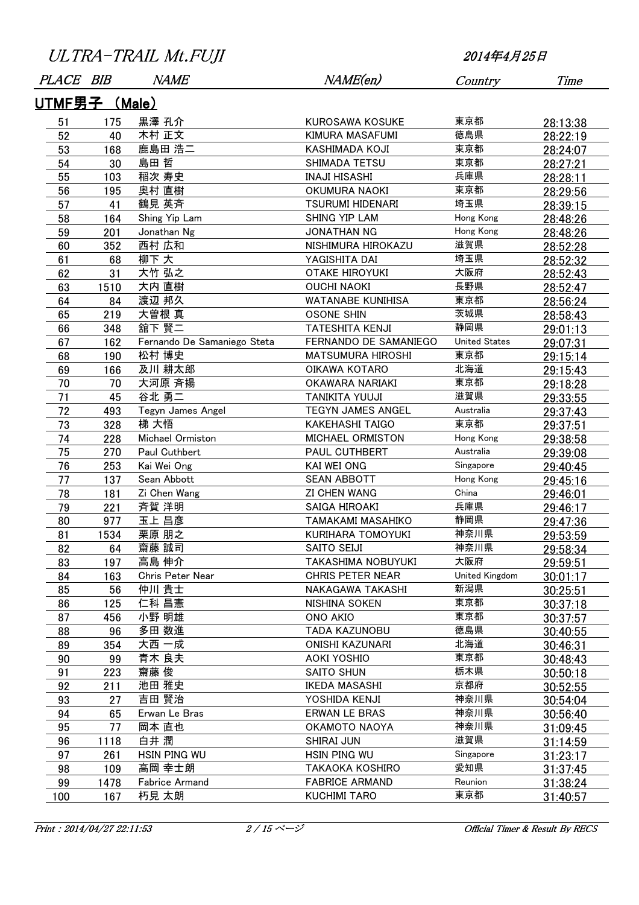ULTRA-TRAIL Mt.FUJI

2014年4月25日

## UTMF男子 （Male）

| PLACE | BIB | NAME | NAME(en) | Country | Time |
|---|---|---|---|---|---|
| 51 | 175 | 黒澤 孔介 | KUROSAWA KOSUKE | 東京都 | 28:13:38 |
| 52 | 40 | 木村 正文 | KIMURA MASAFUMI | 徳島県 | 28:22:19 |
| 53 | 168 | 鹿島田 浩二 | KASHIMADA KOJI | 東京都 | 28:24:07 |
| 54 | 30 | 島田 哲 | SHIMADA TETSU | 東京都 | 28:27:21 |
| 55 | 103 | 稲次 寿史 | INAJI HISASHI | 兵庫県 | 28:28:11 |
| 56 | 195 | 奥村 直樹 | OKUMURA NAOKI | 東京都 | 28:29:56 |
| 57 | 41 | 鶴見 英斉 | TSURUMI HIDENARI | 埼玉県 | 28:39:15 |
| 58 | 164 | Shing Yip Lam | SHING YIP LAM | Hong Kong | 28:48:26 |
| 59 | 201 | Jonathan Ng | JONATHAN NG | Hong Kong | 28:48:26 |
| 60 | 352 | 西村 広和 | NISHIMURA HIROKAZU | 滋賀県 | 28:52:28 |
| 61 | 68 | 柳下 大 | YAGISHITA DAI | 埼玉県 | 28:52:32 |
| 62 | 31 | 大竹 弘之 | OTAKE HIROYUKI | 大阪府 | 28:52:43 |
| 63 | 1510 | 大内 直樹 | OUCHI NAOKI | 長野県 | 28:52:47 |
| 64 | 84 | 渡辺 邦久 | WATANABE KUNIHISA | 東京都 | 28:56:24 |
| 65 | 219 | 大曽根 真 | OSONE SHIN | 茨城県 | 28:58:43 |
| 66 | 348 | 舘下 賢二 | TATESHITA KENJI | 静岡県 | 29:01:13 |
| 67 | 162 | Fernando De Samaniego Steta | FERNANDO DE SAMANIEGO | United States | 29:07:31 |
| 68 | 190 | 松村 博史 | MATSUMURA HIROSHI | 東京都 | 29:15:14 |
| 69 | 166 | 及川 耕太郎 | OIKAWA KOTARO | 北海道 | 29:15:43 |
| 70 | 70 | 大河原 斉揚 | OKAWARA NARIAKI | 東京都 | 29:18:28 |
| 71 | 45 | 谷北 勇二 | TANIKITA YUUJI | 滋賀県 | 29:33:55 |
| 72 | 493 | Tegyn James Angel | TEGYN JAMES ANGEL | Australia | 29:37:43 |
| 73 | 328 | 梯 大悟 | KAKEHASHI TAIGO | 東京都 | 29:37:51 |
| 74 | 228 | Michael Ormiston | MICHAEL ORMISTON | Hong Kong | 29:38:58 |
| 75 | 270 | Paul Cuthbert | PAUL CUTHBERT | Australia | 29:39:08 |
| 76 | 253 | Kai Wei Ong | KAI WEI ONG | Singapore | 29:40:45 |
| 77 | 137 | Sean Abbott | SEAN ABBOTT | Hong Kong | 29:45:16 |
| 78 | 181 | Zi Chen Wang | ZI CHEN WANG | China | 29:46:01 |
| 79 | 221 | 斉賀 洋明 | SAIGA HIROAKI | 兵庫県 | 29:46:17 |
| 80 | 977 | 玉上 昌彦 | TAMAKAMI MASAHIKO | 静岡県 | 29:47:36 |
| 81 | 1534 | 栗原 朋之 | KURIHARA TOMOYUKI | 神奈川県 | 29:53:59 |
| 82 | 64 | 齋藤 誠司 | SAITO SEIJI | 神奈川県 | 29:58:34 |
| 83 | 197 | 高島 伸介 | TAKASHIMA NOBUYUKI | 大阪府 | 29:59:51 |
| 84 | 163 | Chris Peter Near | CHRIS PETER NEAR | United Kingdom | 30:01:17 |
| 85 | 56 | 仲川 貴士 | NAKAGAWA TAKASHI | 新潟県 | 30:25:51 |
| 86 | 125 | 仁科 昌憲 | NISHINA SOKEN | 東京都 | 30:37:18 |
| 87 | 456 | 小野 明雄 | ONO AKIO | 東京都 | 30:37:57 |
| 88 | 96 | 多田 数進 | TADA KAZUNOBU | 徳島県 | 30:40:55 |
| 89 | 354 | 大西 一成 | ONISHI KAZUNARI | 北海道 | 30:46:31 |
| 90 | 99 | 青木 良夫 | AOKI YOSHIO | 東京都 | 30:48:43 |
| 91 | 223 | 齋藤 俊 | SAITO SHUN | 栃木県 | 30:50:18 |
| 92 | 211 | 池田 雅史 | IKEDA MASASHI | 京都府 | 30:52:55 |
| 93 | 27 | 吉田 賢治 | YOSHIDA KENJI | 神奈川県 | 30:54:04 |
| 94 | 65 | Erwan Le Bras | ERWAN LE BRAS | 神奈川県 | 30:56:40 |
| 95 | 77 | 岡本 直也 | OKAMOTO NAOYA | 神奈川県 | 31:09:45 |
| 96 | 1118 | 白井 潤 | SHIRAI JUN | 滋賀県 | 31:14:59 |
| 97 | 261 | HSIN PING WU | HSIN PING WU | Singapore | 31:23:17 |
| 98 | 109 | 高岡 幸士朗 | TAKAOKA KOSHIRO | 愛知県 | 31:37:45 |
| 99 | 1478 | Fabrice Armand | FABRICE ARMAND | Reunion | 31:38:24 |
| 100 | 167 | 朽見 太朗 | KUCHIMI TARO | 東京都 | 31:40:57 |

Print : 2014/04/27 22:11:53

Official Timer & Result By RECS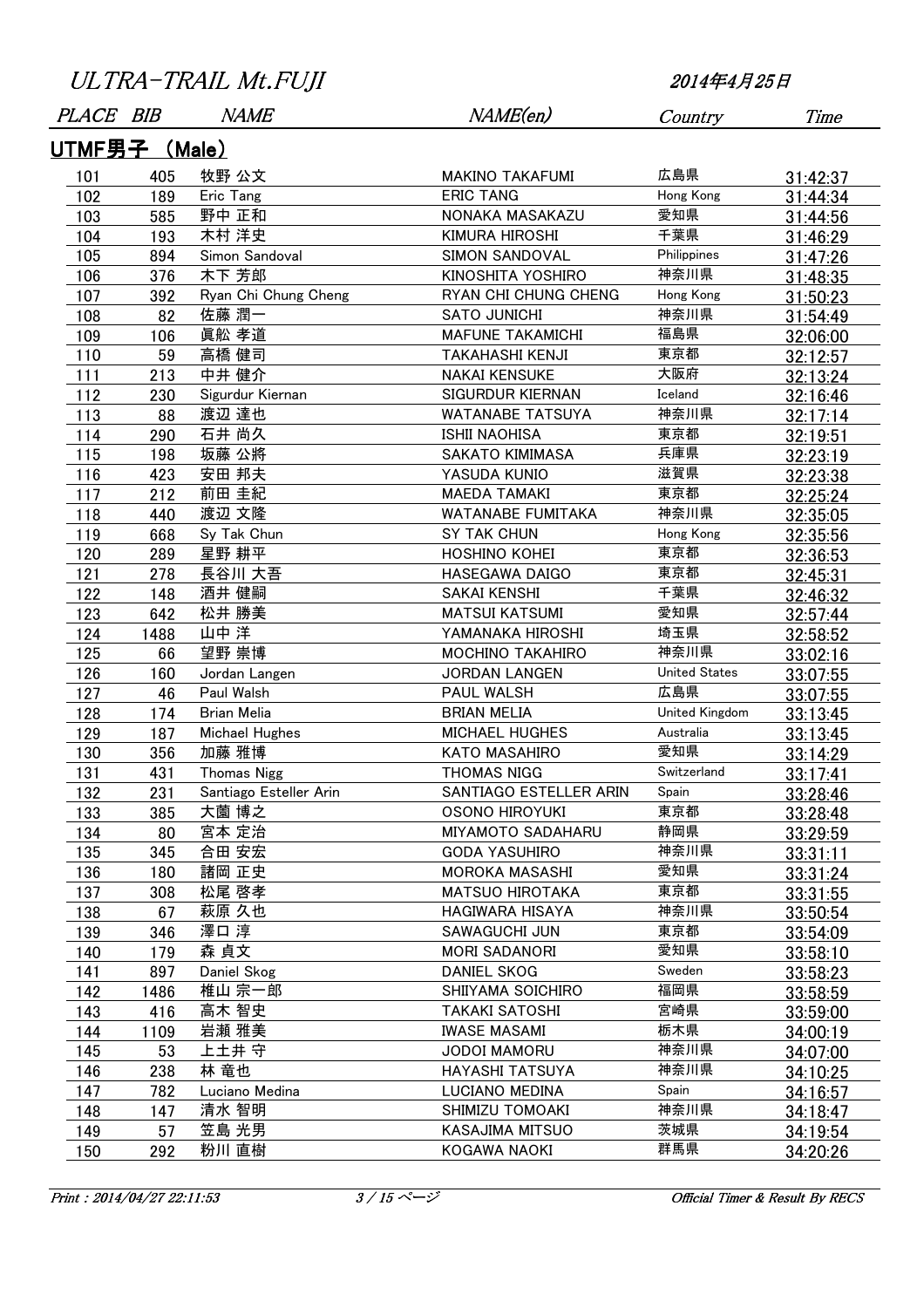# ULTRA-TRAIL Mt.FUJI

2014年4月25日

## UTMF男子 (Male)

| PLACE | BIB | NAME | NAME(en) | Country | Time |
|---|---|---|---|---|---|
| 101 | 405 | 牧野 公文 | MAKINO TAKAFUMI | 広島県 | 31:42:37 |
| 102 | 189 | Eric Tang | ERIC TANG | Hong Kong | 31:44:34 |
| 103 | 585 | 野中 正和 | NONAKA MASAKAZU | 愛知県 | 31:44:56 |
| 104 | 193 | 木村 洋史 | KIMURA HIROSHI | 千葉県 | 31:46:29 |
| 105 | 894 | Simon Sandoval | SIMON SANDOVAL | Philippines | 31:47:26 |
| 106 | 376 | 木下 芳郎 | KINOSHITA YOSHIRO | 神奈川県 | 31:48:35 |
| 107 | 392 | Ryan Chi Chung Cheng | RYAN CHI CHUNG CHENG | Hong Kong | 31:50:23 |
| 108 | 82 | 佐藤 潤一 | SATO JUNICHI | 神奈川県 | 31:54:49 |
| 109 | 106 | 眞舩 孝道 | MAFUNE TAKAMICHI | 福島県 | 32:06:00 |
| 110 | 59 | 高橋 健司 | TAKAHASHI KENJI | 東京都 | 32:12:57 |
| 111 | 213 | 中井 健介 | NAKAI KENSUKE | 大阪府 | 32:13:24 |
| 112 | 230 | Sigurdur Kiernan | SIGURDUR KIERNAN | Iceland | 32:16:46 |
| 113 | 88 | 渡辺 達也 | WATANABE TATSUYA | 神奈川県 | 32:17:14 |
| 114 | 290 | 石井 尚久 | ISHII NAOHISA | 東京都 | 32:19:51 |
| 115 | 198 | 坂藤 公將 | SAKATO KIMIMASA | 兵庫県 | 32:23:19 |
| 116 | 423 | 安田 邦夫 | YASUDA KUNIO | 滋賀県 | 32:23:38 |
| 117 | 212 | 前田 圭紀 | MAEDA TAMAKI | 東京都 | 32:25:24 |
| 118 | 440 | 渡辺 文隆 | WATANABE FUMITAKA | 神奈川県 | 32:35:05 |
| 119 | 668 | Sy Tak Chun | SY TAK CHUN | Hong Kong | 32:35:56 |
| 120 | 289 | 星野 耕平 | HOSHINO KOHEI | 東京都 | 32:36:53 |
| 121 | 278 | 長谷川 大吾 | HASEGAWA DAIGO | 東京都 | 32:45:31 |
| 122 | 148 | 酒井 健嗣 | SAKAI KENSHI | 千葉県 | 32:46:32 |
| 123 | 642 | 松井 勝美 | MATSUI KATSUMI | 愛知県 | 32:57:44 |
| 124 | 1488 | 山中 洋 | YAMANAKA HIROSHI | 埼玉県 | 32:58:52 |
| 125 | 66 | 望野 崇博 | MOCHINO TAKAHIRO | 神奈川県 | 33:02:16 |
| 126 | 160 | Jordan Langen | JORDAN LANGEN | United States | 33:07:55 |
| 127 | 46 | Paul Walsh | PAUL WALSH | 広島県 | 33:07:55 |
| 128 | 174 | Brian Melia | BRIAN MELIA | United Kingdom | 33:13:45 |
| 129 | 187 | Michael Hughes | MICHAEL HUGHES | Australia | 33:13:45 |
| 130 | 356 | 加藤 雅博 | KATO MASAHIRO | 愛知県 | 33:14:29 |
| 131 | 431 | Thomas Nigg | THOMAS NIGG | Switzerland | 33:17:41 |
| 132 | 231 | Santiago Esteller Arin | SANTIAGO ESTELLER ARIN | Spain | 33:28:46 |
| 133 | 385 | 大薗 博之 | OSONO HIROYUKI | 東京都 | 33:28:48 |
| 134 | 80 | 宮本 定治 | MIYAMOTO SADAHARU | 静岡県 | 33:29:59 |
| 135 | 345 | 合田 安宏 | GODA YASUHIRO | 神奈川県 | 33:31:11 |
| 136 | 180 | 諸岡 正史 | MOROKA MASASHI | 愛知県 | 33:31:24 |
| 137 | 308 | 松尾 啓孝 | MATSUO HIROTAKA | 東京都 | 33:31:55 |
| 138 | 67 | 萩原 久也 | HAGIWARA HISAYA | 神奈川県 | 33:50:54 |
| 139 | 346 | 澤口 淳 | SAWAGUCHI JUN | 東京都 | 33:54:09 |
| 140 | 179 | 森 貞文 | MORI SADANORI | 愛知県 | 33:58:10 |
| 141 | 897 | Daniel Skog | DANIEL SKOG | Sweden | 33:58:23 |
| 142 | 1486 | 椎山 宗一郎 | SHIIYAMA SOICHIRO | 福岡県 | 33:58:59 |
| 143 | 416 | 高木 智史 | TAKAKI SATOSHI | 宮崎県 | 33:59:00 |
| 144 | 1109 | 岩瀬 雅美 | IWASE MASAMI | 栃木県 | 34:00:19 |
| 145 | 53 | 上土井 守 | JODOI MAMORU | 神奈川県 | 34:07:00 |
| 146 | 238 | 林 竜也 | HAYASHI TATSUYA | 神奈川県 | 34:10:25 |
| 147 | 782 | Luciano Medina | LUCIANO MEDINA | Spain | 34:16:57 |
| 148 | 147 | 清水 智明 | SHIMIZU TOMOAKI | 神奈川県 | 34:18:47 |
| 149 | 57 | 笠島 光男 | KASAJIMA MITSUO | 茨城県 | 34:19:54 |
| 150 | 292 | 粉川 直樹 | KOGAWA NAOKI | 群馬県 | 34:20:26 |

Print : 2014/04/27 22:11:53

Official Timer & Result By RECS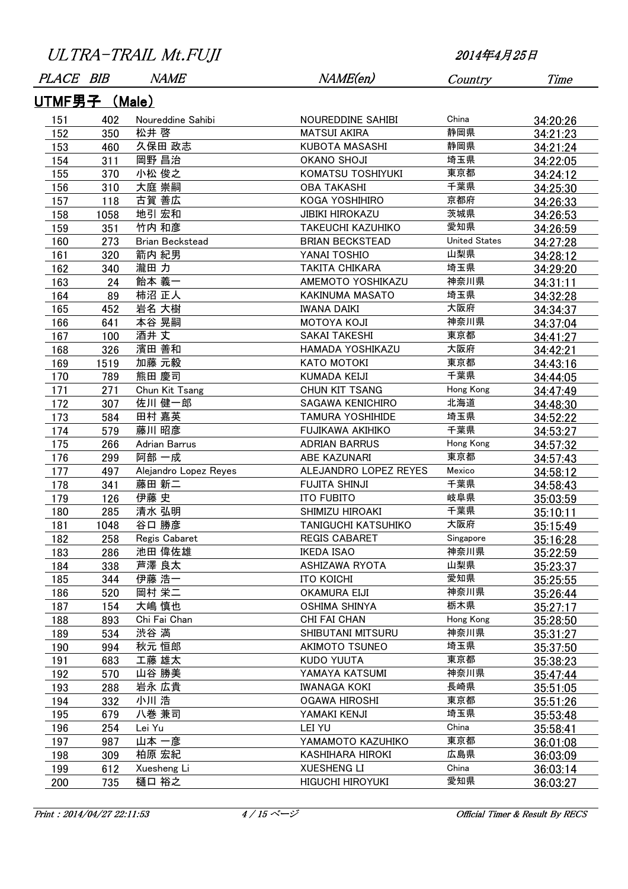ULTRA-TRAIL Mt.FUJI

2014年4月25日

## UTMF男子 (Male)

| PLACE | BIB | NAME | NAME(en) | Country | Time |
|---|---|---|---|---|---|
| 151 | 402 | Noureddine Sahibi | NOUREDDINE SAHIBI | China | 34:20:26 |
| 152 | 350 | 松井 啓 | MATSUI AKIRA | 静岡県 | 34:21:23 |
| 153 | 460 | 久保田 政志 | KUBOTA MASASHI | 静岡県 | 34:21:24 |
| 154 | 311 | 岡野 昌治 | OKANO SHOJI | 埼玉県 | 34:22:05 |
| 155 | 370 | 小松 俊之 | KOMATSU TOSHIYUKI | 東京都 | 34:24:12 |
| 156 | 310 | 大庭 崇嗣 | OBA TAKASHI | 千葉県 | 34:25:30 |
| 157 | 118 | 古賀 善広 | KOGA YOSHIHIRO | 京都府 | 34:26:33 |
| 158 | 1058 | 地引 宏和 | JIBIKI HIROKAZU | 茨城県 | 34:26:53 |
| 159 | 351 | 竹内 和彦 | TAKEUCHI KAZUHIKO | 愛知県 | 34:26:59 |
| 160 | 273 | Brian Beckstead | BRIAN BECKSTEAD | United States | 34:27:28 |
| 161 | 320 | 箭内 紀男 | YANAI TOSHIO | 山梨県 | 34:28:12 |
| 162 | 340 | 瀧田 力 | TAKITA CHIKARA | 埼玉県 | 34:29:20 |
| 163 | 24 | 飴本 義一 | AMEMOTO YOSHIKAZU | 神奈川県 | 34:31:11 |
| 164 | 89 | 柿沼 正人 | KAKINUMA MASATO | 埼玉県 | 34:32:28 |
| 165 | 452 | 岩名 大樹 | IWANA DAIKI | 大阪府 | 34:34:37 |
| 166 | 641 | 本谷 晃嗣 | MOTOYA KOJI | 神奈川県 | 34:37:04 |
| 167 | 100 | 酒井 丈 | SAKAI TAKESHI | 東京都 | 34:41:27 |
| 168 | 326 | 濱田 善和 | HAMADA YOSHIKAZU | 大阪府 | 34:42:21 |
| 169 | 1519 | 加藤 元毅 | KATO MOTOKI | 東京都 | 34:43:16 |
| 170 | 789 | 熊田 慶司 | KUMADA KEIJI | 千葉県 | 34:44:05 |
| 171 | 271 | Chun Kit Tsang | CHUN KIT TSANG | Hong Kong | 34:47:49 |
| 172 | 307 | 佐川 健一郎 | SAGAWA KENICHIRO | 北海道 | 34:48:30 |
| 173 | 584 | 田村 嘉英 | TAMURA YOSHIHIDE | 埼玉県 | 34:52:22 |
| 174 | 579 | 藤川 昭彦 | FUJIKAWA AKIHIKO | 千葉県 | 34:53:27 |
| 175 | 266 | Adrian Barrus | ADRIAN BARRUS | Hong Kong | 34:57:32 |
| 176 | 299 | 阿部 一成 | ABE KAZUNARI | 東京都 | 34:57:43 |
| 177 | 497 | Alejandro Lopez Reyes | ALEJANDRO LOPEZ REYES | Mexico | 34:58:12 |
| 178 | 341 | 藤田 新二 | FUJITA SHINJI | 千葉県 | 34:58:43 |
| 179 | 126 | 伊藤 史 | ITO FUBITO | 岐阜県 | 35:03:59 |
| 180 | 285 | 清水 弘明 | SHIMIZU HIROAKI | 千葉県 | 35:10:11 |
| 181 | 1048 | 谷口 勝彦 | TANIGUCHI KATSUHIKO | 大阪府 | 35:15:49 |
| 182 | 258 | Regis Cabaret | REGIS CABARET | Singapore | 35:16:28 |
| 183 | 286 | 池田 偉佐雄 | IKEDA ISAO | 神奈川県 | 35:22:59 |
| 184 | 338 | 芦澤 良太 | ASHIZAWA RYOTA | 山梨県 | 35:23:37 |
| 185 | 344 | 伊藤 浩一 | ITO KOICHI | 愛知県 | 35:25:55 |
| 186 | 520 | 岡村 栄二 | OKAMURA EIJI | 神奈川県 | 35:26:44 |
| 187 | 154 | 大嶋 慎也 | OSHIMA SHINYA | 栃木県 | 35:27:17 |
| 188 | 893 | Chi Fai Chan | CHI FAI CHAN | Hong Kong | 35:28:50 |
| 189 | 534 | 渋谷 満 | SHIBUTANI MITSURU | 神奈川県 | 35:31:27 |
| 190 | 994 | 秋元 恒郎 | AKIMOTO TSUNEO | 埼玉県 | 35:37:50 |
| 191 | 683 | 工藤 雄太 | KUDO YUUTA | 東京都 | 35:38:23 |
| 192 | 570 | 山谷 勝美 | YAMAYA KATSUMI | 神奈川県 | 35:47:44 |
| 193 | 288 | 岩永 広貴 | IWANAGA KOKI | 長崎県 | 35:51:05 |
| 194 | 332 | 小川 浩 | OGAWA HIROSHI | 東京都 | 35:51:26 |
| 195 | 679 | 八巻 兼司 | YAMAKI KENJI | 埼玉県 | 35:53:48 |
| 196 | 254 | Lei Yu | LEI YU | China | 35:58:41 |
| 197 | 987 | 山本 一彦 | YAMAMOTO KAZUHIKO | 東京都 | 36:01:08 |
| 198 | 309 | 柏原 宏紀 | KASHIHARA HIROKI | 広島県 | 36:03:09 |
| 199 | 612 | Xuesheng Li | XUESHENG LI | China | 36:03:14 |
| 200 | 735 | 樋口 裕之 | HIGUCHI HIROYUKI | 愛知県 | 36:03:27 |

Print : 2014/04/27 22:11:53

Official Timer & Result By RECS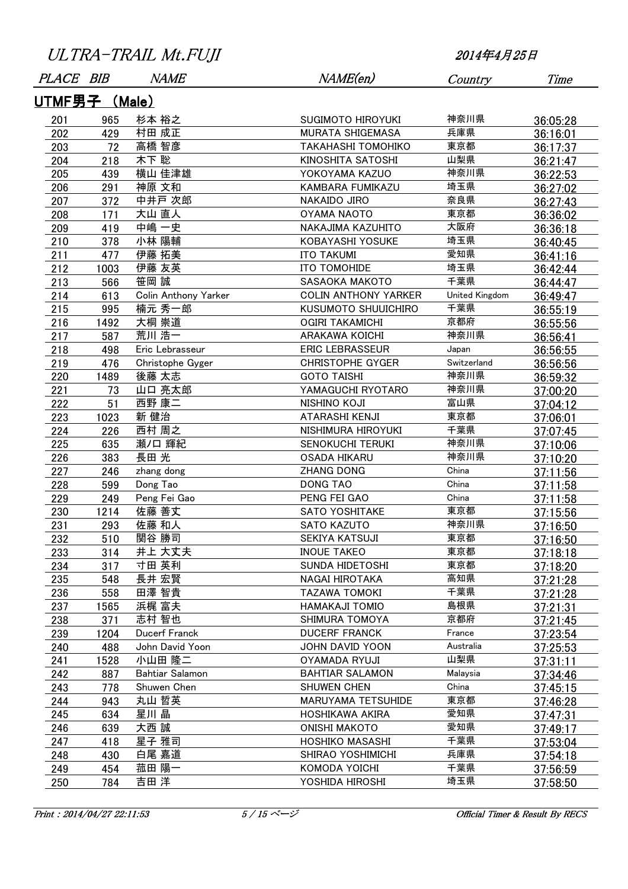ULTRA-TRAIL Mt.FUJI

2014年4月25日

## UTMF男子 (Male)

| PLACE | BIB | NAME | NAME(en) | Country | Time |
|---|---|---|---|---|---|
| 201 | 965 | 杉本 裕之 | SUGIMOTO HIROYUKI | 神奈川県 | 36:05:28 |
| 202 | 429 | 村田 成正 | MURATA SHIGEMASA | 兵庫県 | 36:16:01 |
| 203 | 72 | 高橋 智彦 | TAKAHASHI TOMOHIKO | 東京都 | 36:17:37 |
| 204 | 218 | 木下 聡 | KINOSHITA SATOSHI | 山梨県 | 36:21:47 |
| 205 | 439 | 横山 佳津雄 | YOKOYAMA KAZUO | 神奈川県 | 36:22:53 |
| 206 | 291 | 神原 文和 | KAMBARA FUMIKAZU | 埼玉県 | 36:27:02 |
| 207 | 372 | 中井戸 次郎 | NAKAIDO JIRO | 奈良県 | 36:27:43 |
| 208 | 171 | 大山 直人 | OYAMA NAOTO | 東京都 | 36:36:02 |
| 209 | 419 | 中嶋 一史 | NAKAJIMA KAZUHITO | 大阪府 | 36:36:18 |
| 210 | 378 | 小林 陽輔 | KOBAYASHI YOSUKE | 埼玉県 | 36:40:45 |
| 211 | 477 | 伊藤 拓美 | ITO TAKUMI | 愛知県 | 36:41:16 |
| 212 | 1003 | 伊藤 友英 | ITO TOMOHIDE | 埼玉県 | 36:42:44 |
| 213 | 566 | 笹岡 誠 | SASAOKA MAKOTO | 千葉県 | 36:44:47 |
| 214 | 613 | Colin Anthony Yarker | COLIN ANTHONY YARKER | United Kingdom | 36:49:47 |
| 215 | 995 | 楠元 秀一郎 | KUSUMOTO SHUUICHIRO | 千葉県 | 36:55:19 |
| 216 | 1492 | 大桐 崇道 | OGIRI TAKAMICHI | 京都府 | 36:55:56 |
| 217 | 587 | 荒川 浩一 | ARAKAWA KOICHI | 神奈川県 | 36:56:41 |
| 218 | 498 | Eric Lebrasseur | ERIC LEBRASSEUR | Japan | 36:56:55 |
| 219 | 476 | Christophe Gyger | CHRISTOPHE GYGER | Switzerland | 36:56:56 |
| 220 | 1489 | 後藤 太志 | GOTO TAISHI | 神奈川県 | 36:59:32 |
| 221 | 73 | 山口 亮太郎 | YAMAGUCHI RYOTARO | 神奈川県 | 37:00:20 |
| 222 | 51 | 西野 康二 | NISHINO KOJI | 富山県 | 37:04:12 |
| 223 | 1023 | 新 健治 | ATARASHI KENJI | 東京都 | 37:06:01 |
| 224 | 226 | 西村 周之 | NISHIMURA HIROYUKI | 千葉県 | 37:07:45 |
| 225 | 635 | 瀬ノ口 輝紀 | SENOKUCHI TERUKI | 神奈川県 | 37:10:06 |
| 226 | 383 | 長田 光 | OSADA HIKARU | 神奈川県 | 37:10:20 |
| 227 | 246 | zhang dong | ZHANG DONG | China | 37:11:56 |
| 228 | 599 | Dong Tao | DONG TAO | China | 37:11:58 |
| 229 | 249 | Peng Fei Gao | PENG FEI GAO | China | 37:11:58 |
| 230 | 1214 | 佐藤 善丈 | SATO YOSHITAKE | 東京都 | 37:15:56 |
| 231 | 293 | 佐藤 和人 | SATO KAZUTO | 神奈川県 | 37:16:50 |
| 232 | 510 | 関谷 勝司 | SEKIYA KATSUJI | 東京都 | 37:16:50 |
| 233 | 314 | 井上 大丈夫 | INOUE TAKEO | 東京都 | 37:18:18 |
| 234 | 317 | 寸田 英利 | SUNDA HIDETOSHI | 東京都 | 37:18:20 |
| 235 | 548 | 長井 宏賢 | NAGAI HIROTAKA | 高知県 | 37:21:28 |
| 236 | 558 | 田澤 智貴 | TAZAWA TOMOKI | 千葉県 | 37:21:28 |
| 237 | 1565 | 浜梶 富夫 | HAMAKAJI TOMIO | 島根県 | 37:21:31 |
| 238 | 371 | 志村 智也 | SHIMURA TOMOYA | 京都府 | 37:21:45 |
| 239 | 1204 | Ducerf Franck | DUCERF FRANCK | France | 37:23:54 |
| 240 | 488 | John David Yoon | JOHN DAVID YOON | Australia | 37:25:53 |
| 241 | 1528 | 小山田 隆二 | OYAMADA RYUJI | 山梨県 | 37:31:11 |
| 242 | 887 | Bahtiar Salamon | BAHTIAR SALAMON | Malaysia | 37:34:46 |
| 243 | 778 | Shuwen Chen | SHUWEN CHEN | China | 37:45:15 |
| 244 | 943 | 丸山 哲英 | MARUYAMA TETSUHIDE | 東京都 | 37:46:28 |
| 245 | 634 | 星川 晶 | HOSHIKAWA AKIRA | 愛知県 | 37:47:31 |
| 246 | 639 | 大西 誠 | ONISHI MAKOTO | 愛知県 | 37:49:17 |
| 247 | 418 | 星子 雅司 | HOSHIKO MASASHI | 千葉県 | 37:53:04 |
| 248 | 430 | 白尾 嘉道 | SHIRAO YOSHIMICHI | 兵庫県 | 37:54:18 |
| 249 | 454 | 菰田 陽一 | KOMODA YOICHI | 千葉県 | 37:56:59 |
| 250 | 784 | 吉田 洋 | YOSHIDA HIROSHI | 埼玉県 | 37:58:50 |

Print : 2014/04/27 22:11:53

Official Timer & Result By RECS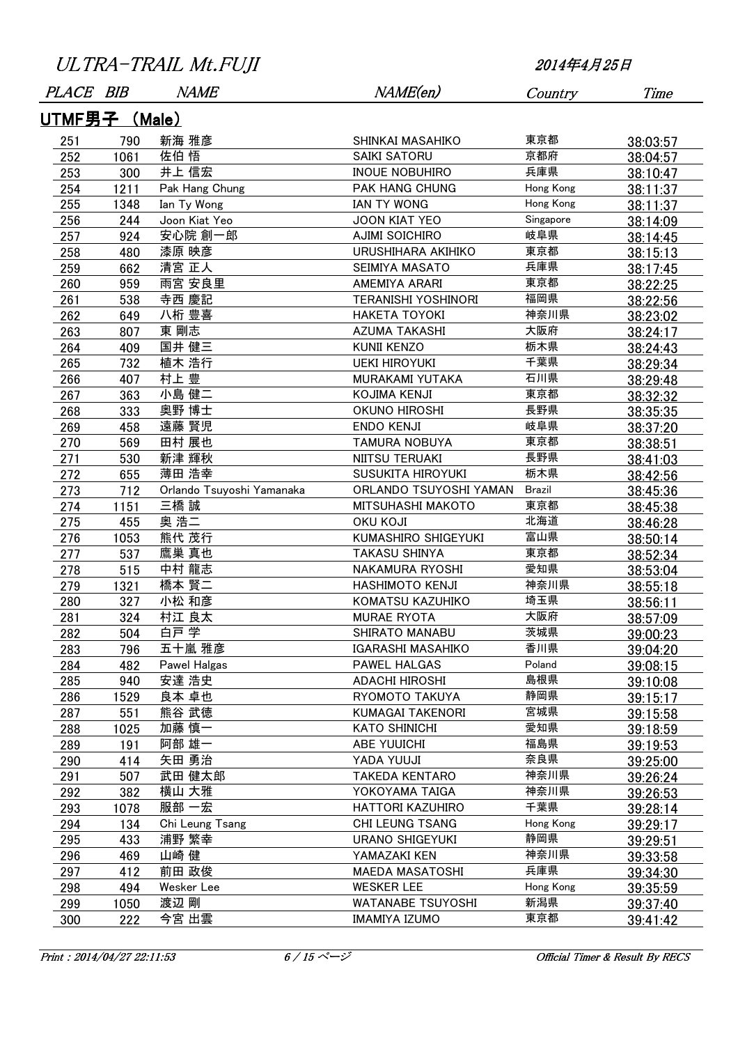ULTRA-TRAIL Mt.FUJI

2014年4月25日

## UTMF男子 （Male）

| PLACE | BIB | NAME | NAME(en) | Country | Time |
|---|---|---|---|---|---|
| 251 | 790 | 新海 雅彦 | SHINKAI MASAHIKO | 東京都 | 38:03:57 |
| 252 | 1061 | 佐伯 悟 | SAIKI SATORU | 京都府 | 38:04:57 |
| 253 | 300 | 井上 信宏 | INOUE NOBUHIRO | 兵庫県 | 38:10:47 |
| 254 | 1211 | Pak Hang Chung | PAK HANG CHUNG | Hong Kong | 38:11:37 |
| 255 | 1348 | Ian Ty Wong | IAN TY WONG | Hong Kong | 38:11:37 |
| 256 | 244 | Joon Kiat Yeo | JOON KIAT YEO | Singapore | 38:14:09 |
| 257 | 924 | 安心院 創一郎 | AJIMI SOICHIRO | 岐阜県 | 38:14:45 |
| 258 | 480 | 漆原 映彦 | URUSHIHARA AKIHIKO | 東京都 | 38:15:13 |
| 259 | 662 | 清宮 正人 | SEIMIYA MASATO | 兵庫県 | 38:17:45 |
| 260 | 959 | 雨宮 安良里 | AMEMIYA ARARI | 東京都 | 38:22:25 |
| 261 | 538 | 寺西 慶記 | TERANISHI YOSHINORI | 福岡県 | 38:22:56 |
| 262 | 649 | 八桁 豊喜 | HAKETA TOYOKI | 神奈川県 | 38:23:02 |
| 263 | 807 | 東 剛志 | AZUMA TAKASHI | 大阪府 | 38:24:17 |
| 264 | 409 | 国井 健三 | KUNII KENZO | 栃木県 | 38:24:43 |
| 265 | 732 | 植木 浩行 | UEKI HIROYUKI | 千葉県 | 38:29:34 |
| 266 | 407 | 村上 豊 | MURAKAMI YUTAKA | 石川県 | 38:29:48 |
| 267 | 363 | 小島 健二 | KOJIMA KENJI | 東京都 | 38:32:32 |
| 268 | 333 | 奥野 博士 | OKUNO HIROSHI | 長野県 | 38:35:35 |
| 269 | 458 | 遠藤 賢児 | ENDO KENJI | 岐阜県 | 38:37:20 |
| 270 | 569 | 田村 展也 | TAMURA NOBUYA | 東京都 | 38:38:51 |
| 271 | 530 | 新津 輝秋 | NIITSU TERUAKI | 長野県 | 38:41:03 |
| 272 | 655 | 薄田 浩幸 | SUSUKITA HIROYUKI | 栃木県 | 38:42:56 |
| 273 | 712 | Orlando Tsuyoshi Yamanaka | ORLANDO TSUYOSHI YAMAN | Brazil | 38:45:36 |
| 274 | 1151 | 三橋 誠 | MITSUHASHI MAKOTO | 東京都 | 38:45:38 |
| 275 | 455 | 奥 浩二 | OKU KOJI | 北海道 | 38:46:28 |
| 276 | 1053 | 熊代 茂行 | KUMASHIRO SHIGEYUKI | 富山県 | 38:50:14 |
| 277 | 537 | 鷹巣 真也 | TAKASU SHINYA | 東京都 | 38:52:34 |
| 278 | 515 | 中村 龍志 | NAKAMURA RYOSHI | 愛知県 | 38:53:04 |
| 279 | 1321 | 橋本 賢二 | HASHIMOTO KENJI | 神奈川県 | 38:55:18 |
| 280 | 327 | 小松 和彦 | KOMATSU KAZUHIKO | 埼玉県 | 38:56:11 |
| 281 | 324 | 村江 良太 | MURAE RYOTA | 大阪府 | 38:57:09 |
| 282 | 504 | 白戸 学 | SHIRATO MANABU | 茨城県 | 39:00:23 |
| 283 | 796 | 五十嵐 雅彦 | IGARASHI MASAHIKO | 香川県 | 39:04:20 |
| 284 | 482 | Pawel Halgas | PAWEL HALGAS | Poland | 39:08:15 |
| 285 | 940 | 安達 浩史 | ADACHI HIROSHI | 島根県 | 39:10:08 |
| 286 | 1529 | 良本 卓也 | RYOMOTO TAKUYA | 静岡県 | 39:15:17 |
| 287 | 551 | 熊谷 武徳 | KUMAGAI TAKENORI | 宮城県 | 39:15:58 |
| 288 | 1025 | 加藤 慎一 | KATO SHINICHI | 愛知県 | 39:18:59 |
| 289 | 191 | 阿部 雄一 | ABE YUUICHI | 福島県 | 39:19:53 |
| 290 | 414 | 矢田 勇治 | YADA YUUJI | 奈良県 | 39:25:00 |
| 291 | 507 | 武田 健太郎 | TAKEDA KENTARO | 神奈川県 | 39:26:24 |
| 292 | 382 | 横山 大雅 | YOKOYAMA TAIGA | 神奈川県 | 39:26:53 |
| 293 | 1078 | 服部 一宏 | HATTORI KAZUHIRO | 千葉県 | 39:28:14 |
| 294 | 134 | Chi Leung Tsang | CHI LEUNG TSANG | Hong Kong | 39:29:17 |
| 295 | 433 | 浦野 繁幸 | URANO SHIGEYUKI | 静岡県 | 39:29:51 |
| 296 | 469 | 山崎 健 | YAMAZAKI KEN | 神奈川県 | 39:33:58 |
| 297 | 412 | 前田 政俊 | MAEDA MASATOSHI | 兵庫県 | 39:34:30 |
| 298 | 494 | Wesker Lee | WESKER LEE | Hong Kong | 39:35:59 |
| 299 | 1050 | 渡辺 剛 | WATANABE TSUYOSHI | 新潟県 | 39:37:40 |
| 300 | 222 | 今宮 出雲 | IMAMIYA IZUMO | 東京都 | 39:41:42 |

Print : 2014/04/27 22:11:53

Official Timer & Result By RECS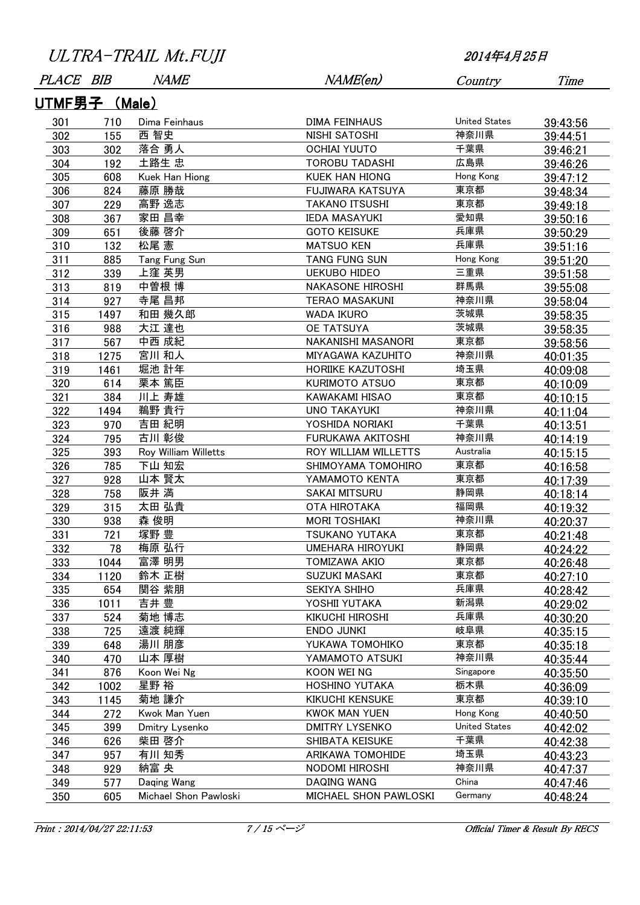ULTRA-TRAIL Mt.FUJI

2014年4月25日

## UTMF男子 (Male)

| PLACE | BIB | NAME | NAME(en) | Country | Time |
|---|---|---|---|---|---|
| 301 | 710 | Dima Feinhaus | DIMA FEINHAUS | United States | 39:43:56 |
| 302 | 155 | 西 智史 | NISHI SATOSHI | 神奈川県 | 39:44:51 |
| 303 | 302 | 落合 勇人 | OCHIAI YUUTO | 千葉県 | 39:46:21 |
| 304 | 192 | 土路生 忠 | TOROBU TADASHI | 広島県 | 39:46:26 |
| 305 | 608 | Kuek Han Hiong | KUEK HAN HIONG | Hong Kong | 39:47:12 |
| 306 | 824 | 藤原 勝哉 | FUJIWARA KATSUYA | 東京都 | 39:48:34 |
| 307 | 229 | 高野 逸志 | TAKANO ITSUSHI | 東京都 | 39:49:18 |
| 308 | 367 | 家田 昌幸 | IEDA MASAYUKI | 愛知県 | 39:50:16 |
| 309 | 651 | 後藤 啓介 | GOTO KEISUKE | 兵庫県 | 39:50:29 |
| 310 | 132 | 松尾 憲 | MATSUO KEN | 兵庫県 | 39:51:16 |
| 311 | 885 | Tang Fung Sun | TANG FUNG SUN | Hong Kong | 39:51:20 |
| 312 | 339 | 上窪 英男 | UEKUBO HIDEO | 三重県 | 39:51:58 |
| 313 | 819 | 中曽根 博 | NAKASONE HIROSHI | 群馬県 | 39:55:08 |
| 314 | 927 | 寺尾 昌邦 | TERAO MASAKUNI | 神奈川県 | 39:58:04 |
| 315 | 1497 | 和田 幾久郎 | WADA IKURO | 茨城県 | 39:58:35 |
| 316 | 988 | 大江 達也 | OE TATSUYA | 茨城県 | 39:58:35 |
| 317 | 567 | 中西 成紀 | NAKANISHI MASANORI | 東京都 | 39:58:56 |
| 318 | 1275 | 宮川 和人 | MIYAGAWA KAZUHITO | 神奈川県 | 40:01:35 |
| 319 | 1461 | 堀池 計年 | HORIIKE KAZUTOSHI | 埼玉県 | 40:09:08 |
| 320 | 614 | 栗本 篤臣 | KURIMOTO ATSUO | 東京都 | 40:10:09 |
| 321 | 384 | 川上 寿雄 | KAWAKAMI HISAO | 東京都 | 40:10:15 |
| 322 | 1494 | 鵜野 貴行 | UNO TAKAYUKI | 神奈川県 | 40:11:04 |
| 323 | 970 | 吉田 紀明 | YOSHIDA NORIAKI | 千葉県 | 40:13:51 |
| 324 | 795 | 古川 彰俊 | FURUKAWA AKITOSHI | 神奈川県 | 40:14:19 |
| 325 | 393 | Roy William Willetts | ROY WILLIAM WILLETTS | Australia | 40:15:15 |
| 326 | 785 | 下山 知宏 | SHIMOYAMA TOMOHIRO | 東京都 | 40:16:58 |
| 327 | 928 | 山本 賢太 | YAMAMOTO KENTA | 東京都 | 40:17:39 |
| 328 | 758 | 阪井 満 | SAKAI MITSURU | 静岡県 | 40:18:14 |
| 329 | 315 | 太田 弘貴 | OTA HIROTAKA | 福岡県 | 40:19:32 |
| 330 | 938 | 森 俊明 | MORI TOSHIAKI | 神奈川県 | 40:20:37 |
| 331 | 721 | 塚野 豊 | TSUKANO YUTAKA | 東京都 | 40:21:48 |
| 332 | 78 | 梅原 弘行 | UMEHARA HIROYUKI | 静岡県 | 40:24:22 |
| 333 | 1044 | 富澤 明男 | TOMIZAWA AKIO | 東京都 | 40:26:48 |
| 334 | 1120 | 鈴木 正樹 | SUZUKI MASAKI | 東京都 | 40:27:10 |
| 335 | 654 | 関谷 紫朋 | SEKIYA SHIHO | 兵庫県 | 40:28:42 |
| 336 | 1011 | 吉井 豊 | YOSHII YUTAKA | 新潟県 | 40:29:02 |
| 337 | 524 | 菊地 博志 | KIKUCHI HIROSHI | 兵庫県 | 40:30:20 |
| 338 | 725 | 遠渡 純輝 | ENDO JUNKI | 岐阜県 | 40:35:15 |
| 339 | 648 | 湯川 朋彦 | YUKAWA TOMOHIKO | 東京都 | 40:35:18 |
| 340 | 470 | 山本 厚樹 | YAMAMOTO ATSUKI | 神奈川県 | 40:35:44 |
| 341 | 876 | Koon Wei Ng | KOON WEI NG | Singapore | 40:35:50 |
| 342 | 1002 | 星野 裕 | HOSHINO YUTAKA | 栃木県 | 40:36:09 |
| 343 | 1145 | 菊地 謙介 | KIKUCHI KENSUKE | 東京都 | 40:39:10 |
| 344 | 272 | Kwok Man Yuen | KWOK MAN YUEN | Hong Kong | 40:40:50 |
| 345 | 399 | Dmitry Lysenko | DMITRY LYSENKO | United States | 40:42:02 |
| 346 | 626 | 柴田 啓介 | SHIBATA KEISUKE | 千葉県 | 40:42:38 |
| 347 | 957 | 有川 知秀 | ARIKAWA TOMOHIDE | 埼玉県 | 40:43:23 |
| 348 | 929 | 納富 央 | NODOMI HIROSHI | 神奈川県 | 40:47:37 |
| 349 | 577 | Daqing Wang | DAQING WANG | China | 40:47:46 |
| 350 | 605 | Michael Shon Pawloski | MICHAEL SHON PAWLOSKI | Germany | 40:48:24 |

Print : 2014/04/27 22:11:53

Official Timer & Result By RECS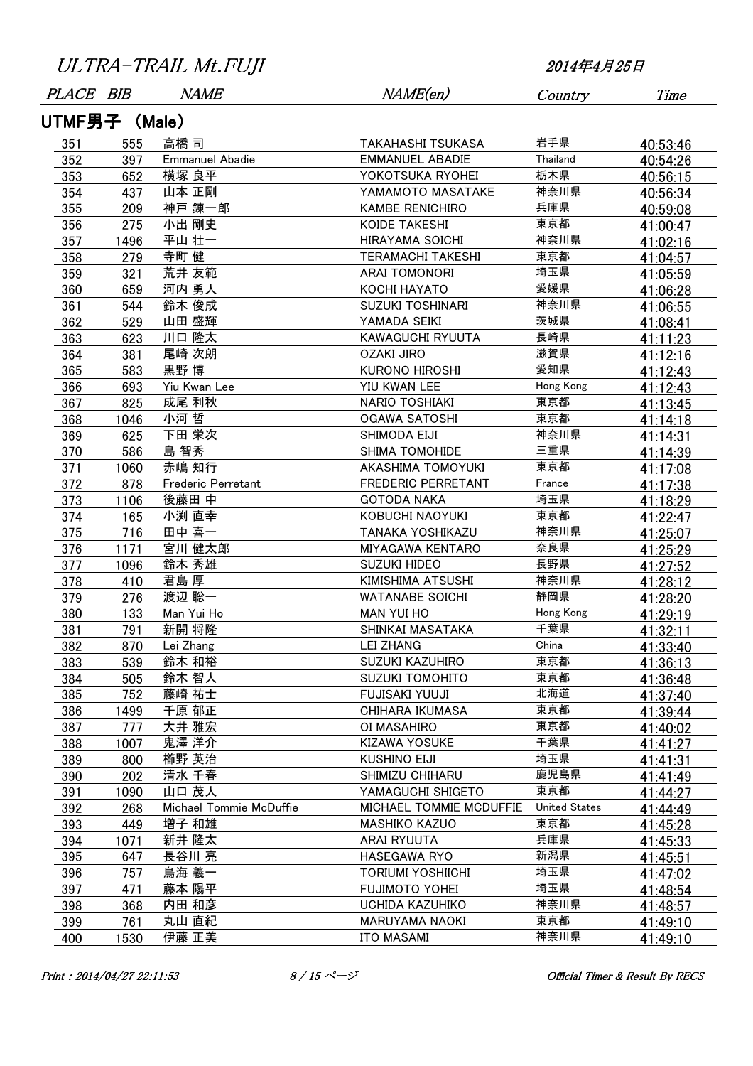# ULTRA-TRAIL Mt.FUJI

2014年4月25日

## UTMF男子 (Male)

| PLACE | BIB | NAME | NAME(en) | Country | Time |
|---|---|---|---|---|---|
| 351 | 555 | 高橋 司 | TAKAHASHI TSUKASA | 岩手県 | 40:53:46 |
| 352 | 397 | Emmanuel Abadie | EMMANUEL ABADIE | Thailand | 40:54:26 |
| 353 | 652 | 横塚 良平 | YOKOTSUKA RYOHEI | 栃木県 | 40:56:15 |
| 354 | 437 | 山本 正剛 | YAMAMOTO MASATAKE | 神奈川県 | 40:56:34 |
| 355 | 209 | 神戸 錬一郎 | KAMBE RENICHIRO | 兵庫県 | 40:59:08 |
| 356 | 275 | 小出 剛史 | KOIDE TAKESHI | 東京都 | 41:00:47 |
| 357 | 1496 | 平山 壮一 | HIRAYAMA SOICHI | 神奈川県 | 41:02:16 |
| 358 | 279 | 寺町 健 | TERAMACHI TAKESHI | 東京都 | 41:04:57 |
| 359 | 321 | 荒井 友範 | ARAI TOMONORI | 埼玉県 | 41:05:59 |
| 360 | 659 | 河内 勇人 | KOCHI HAYATO | 愛媛県 | 41:06:28 |
| 361 | 544 | 鈴木 俊成 | SUZUKI TOSHINARI | 神奈川県 | 41:06:55 |
| 362 | 529 | 山田 盛輝 | YAMADA SEIKI | 茨城県 | 41:08:41 |
| 363 | 623 | 川口 隆太 | KAWAGUCHI RYUUTA | 長崎県 | 41:11:23 |
| 364 | 381 | 尾崎 次朗 | OZAKI JIRO | 滋賀県 | 41:12:16 |
| 365 | 583 | 黒野 博 | KURONO HIROSHI | 愛知県 | 41:12:43 |
| 366 | 693 | Yiu Kwan Lee | YIU KWAN LEE | Hong Kong | 41:12:43 |
| 367 | 825 | 成尾 利秋 | NARIO TOSHIAKI | 東京都 | 41:13:45 |
| 368 | 1046 | 小河 哲 | OGAWA SATOSHI | 東京都 | 41:14:18 |
| 369 | 625 | 下田 栄次 | SHIMODA EIJI | 神奈川県 | 41:14:31 |
| 370 | 586 | 島 智秀 | SHIMA TOMOHIDE | 三重県 | 41:14:39 |
| 371 | 1060 | 赤嶋 知行 | AKASHIMA TOMOYUKI | 東京都 | 41:17:08 |
| 372 | 878 | Frederic Perretant | FREDERIC PERRETANT | France | 41:17:38 |
| 373 | 1106 | 後藤田 中 | GOTODA NAKA | 埼玉県 | 41:18:29 |
| 374 | 165 | 小渕 直幸 | KOBUCHI NAOYUKI | 東京都 | 41:22:47 |
| 375 | 716 | 田中 喜一 | TANAKA YOSHIKAZU | 神奈川県 | 41:25:07 |
| 376 | 1171 | 宮川 健太郎 | MIYAGAWA KENTARO | 奈良県 | 41:25:29 |
| 377 | 1096 | 鈴木 秀雄 | SUZUKI HIDEO | 長野県 | 41:27:52 |
| 378 | 410 | 君島 厚 | KIMISHIMA ATSUSHI | 神奈川県 | 41:28:12 |
| 379 | 276 | 渡辺 聡一 | WATANABE SOICHI | 静岡県 | 41:28:20 |
| 380 | 133 | Man Yui Ho | MAN YUI HO | Hong Kong | 41:29:19 |
| 381 | 791 | 新開 将隆 | SHINKAI MASATAKA | 千葉県 | 41:32:11 |
| 382 | 870 | Lei Zhang | LEI ZHANG | China | 41:33:40 |
| 383 | 539 | 鈴木 和裕 | SUZUKI KAZUHIRO | 東京都 | 41:36:13 |
| 384 | 505 | 鈴木 智人 | SUZUKI TOMOHITO | 東京都 | 41:36:48 |
| 385 | 752 | 藤崎 祐士 | FUJISAKI YUUJI | 北海道 | 41:37:40 |
| 386 | 1499 | 千原 郁正 | CHIHARA IKUMASA | 東京都 | 41:39:44 |
| 387 | 777 | 大井 雅宏 | OI MASAHIRO | 東京都 | 41:40:02 |
| 388 | 1007 | 鬼澤 洋介 | KIZAWA YOSUKE | 千葉県 | 41:41:27 |
| 389 | 800 | 櫛野 英治 | KUSHINO EIJI | 埼玉県 | 41:41:31 |
| 390 | 202 | 清水 千春 | SHIMIZU CHIHARU | 鹿児島県 | 41:41:49 |
| 391 | 1090 | 山口 茂人 | YAMAGUCHI SHIGETO | 東京都 | 41:44:27 |
| 392 | 268 | Michael Tommie McDuffie | MICHAEL TOMMIE MCDUFFIE | United States | 41:44:49 |
| 393 | 449 | 増子 和雄 | MASHIKO KAZUO | 東京都 | 41:45:28 |
| 394 | 1071 | 新井 隆太 | ARAI RYUUTA | 兵庫県 | 41:45:33 |
| 395 | 647 | 長谷川 亮 | HASEGAWA RYO | 新潟県 | 41:45:51 |
| 396 | 757 | 鳥海 義一 | TORIUMI YOSHIICHI | 埼玉県 | 41:47:02 |
| 397 | 471 | 藤本 陽平 | FUJIMOTO YOHEI | 埼玉県 | 41:48:54 |
| 398 | 368 | 内田 和彦 | UCHIDA KAZUHIKO | 神奈川県 | 41:48:57 |
| 399 | 761 | 丸山 直紀 | MARUYAMA NAOKI | 東京都 | 41:49:10 |
| 400 | 1530 | 伊藤 正美 | ITO MASAMI | 神奈川県 | 41:49:10 |

Print : 2014/04/27 22:11:53

Official Timer & Result By RECS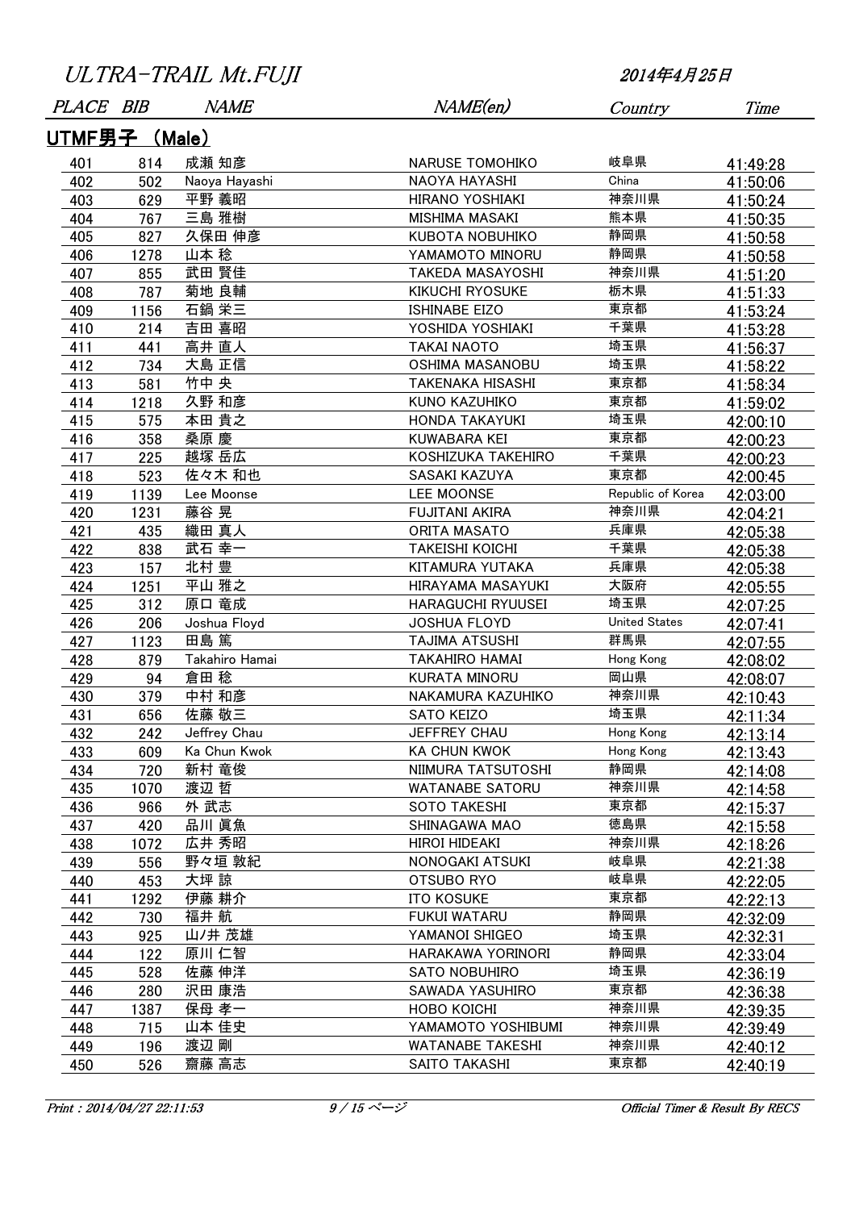# ULTRA-TRAIL Mt.FUJI

2014年4月25日

## UTMF男子 (Male)

| PLACE | BIB | NAME | NAME(en) | Country | Time |
|---|---|---|---|---|---|
| 401 | 814 | 成瀬 知彦 | NARUSE TOMOHIKO | 岐阜県 | 41:49:28 |
| 402 | 502 | Naoya Hayashi | NAOYA HAYASHI | China | 41:50:06 |
| 403 | 629 | 平野 義昭 | HIRANO YOSHIAKI | 神奈川県 | 41:50:24 |
| 404 | 767 | 三島 雅樹 | MISHIMA MASAKI | 熊本県 | 41:50:35 |
| 405 | 827 | 久保田 伸彦 | KUBOTA NOBUHIKO | 静岡県 | 41:50:58 |
| 406 | 1278 | 山本 稔 | YAMAMOTO MINORU | 静岡県 | 41:50:58 |
| 407 | 855 | 武田 賢佳 | TAKEDA MASAYOSHI | 神奈川県 | 41:51:20 |
| 408 | 787 | 菊地 良輔 | KIKUCHI RYOSUKE | 栃木県 | 41:51:33 |
| 409 | 1156 | 石鍋 栄三 | ISHINABE EIZO | 東京都 | 41:53:24 |
| 410 | 214 | 吉田 喜昭 | YOSHIDA YOSHIAKI | 千葉県 | 41:53:28 |
| 411 | 441 | 高井 直人 | TAKAI NAOTO | 埼玉県 | 41:56:37 |
| 412 | 734 | 大島 正信 | OSHIMA MASANOBU | 埼玉県 | 41:58:22 |
| 413 | 581 | 竹中 央 | TAKENAKA HISASHI | 東京都 | 41:58:34 |
| 414 | 1218 | 久野 和彦 | KUNO KAZUHIKO | 東京都 | 41:59:02 |
| 415 | 575 | 本田 貴之 | HONDA TAKAYUKI | 埼玉県 | 42:00:10 |
| 416 | 358 | 桑原 慶 | KUWABARA KEI | 東京都 | 42:00:23 |
| 417 | 225 | 越塚 岳広 | KOSHIZUKA TAKEHIRO | 千葉県 | 42:00:23 |
| 418 | 523 | 佐々木 和也 | SASAKI KAZUYA | 東京都 | 42:00:45 |
| 419 | 1139 | Lee Moonse | LEE MOONSE | Republic of Korea | 42:03:00 |
| 420 | 1231 | 藤谷 晃 | FUJITANI AKIRA | 神奈川県 | 42:04:21 |
| 421 | 435 | 織田 真人 | ORITA MASATO | 兵庫県 | 42:05:38 |
| 422 | 838 | 武石 幸一 | TAKEISHI KOICHI | 千葉県 | 42:05:38 |
| 423 | 157 | 北村 豊 | KITAMURA YUTAKA | 兵庫県 | 42:05:38 |
| 424 | 1251 | 平山 雅之 | HIRAYAMA MASAYUKI | 大阪府 | 42:05:55 |
| 425 | 312 | 原口 竜成 | HARAGUCHI RYUUSEI | 埼玉県 | 42:07:25 |
| 426 | 206 | Joshua Floyd | JOSHUA FLOYD | United States | 42:07:41 |
| 427 | 1123 | 田島 篤 | TAJIMA ATSUSHI | 群馬県 | 42:07:55 |
| 428 | 879 | Takahiro Hamai | TAKAHIRO HAMAI | Hong Kong | 42:08:02 |
| 429 | 94 | 倉田 稔 | KURATA MINORU | 岡山県 | 42:08:07 |
| 430 | 379 | 中村 和彦 | NAKAMURA KAZUHIKO | 神奈川県 | 42:10:43 |
| 431 | 656 | 佐藤 敬三 | SATO KEIZO | 埼玉県 | 42:11:34 |
| 432 | 242 | Jeffrey Chau | JEFFREY CHAU | Hong Kong | 42:13:14 |
| 433 | 609 | Ka Chun Kwok | KA CHUN KWOK | Hong Kong | 42:13:43 |
| 434 | 720 | 新村 竜俊 | NIIMURA TATSUTOSHI | 静岡県 | 42:14:08 |
| 435 | 1070 | 渡辺 哲 | WATANABE SATORU | 神奈川県 | 42:14:58 |
| 436 | 966 | 外 武志 | SOTO TAKESHI | 東京都 | 42:15:37 |
| 437 | 420 | 品川 眞魚 | SHINAGAWA MAO | 徳島県 | 42:15:58 |
| 438 | 1072 | 広井 秀昭 | HIROI HIDEAKI | 神奈川県 | 42:18:26 |
| 439 | 556 | 野々垣 敦紀 | NONOGAKI ATSUKI | 岐阜県 | 42:21:38 |
| 440 | 453 | 大坪 諒 | OTSUBO RYO | 岐阜県 | 42:22:05 |
| 441 | 1292 | 伊藤 耕介 | ITO KOSUKE | 東京都 | 42:22:13 |
| 442 | 730 | 福井 航 | FUKUI WATARU | 静岡県 | 42:32:09 |
| 443 | 925 | 山ノ井 茂雄 | YAMANOI SHIGEO | 埼玉県 | 42:32:31 |
| 444 | 122 | 原川 仁智 | HARAKAWA YORINORI | 静岡県 | 42:33:04 |
| 445 | 528 | 佐藤 伸洋 | SATO NOBUHIRO | 埼玉県 | 42:36:19 |
| 446 | 280 | 沢田 康浩 | SAWADA YASUHIRO | 東京都 | 42:36:38 |
| 447 | 1387 | 保母 孝一 | HOBO KOICHI | 神奈川県 | 42:39:35 |
| 448 | 715 | 山本 佳史 | YAMAMOTO YOSHIBUMI | 神奈川県 | 42:39:49 |
| 449 | 196 | 渡辺 剛 | WATANABE TAKESHI | 神奈川県 | 42:40:12 |
| 450 | 526 | 齋藤 高志 | SAITO TAKASHI | 東京都 | 42:40:19 |

Print : 2014/04/27 22:11:53

Official Timer & Result By RECS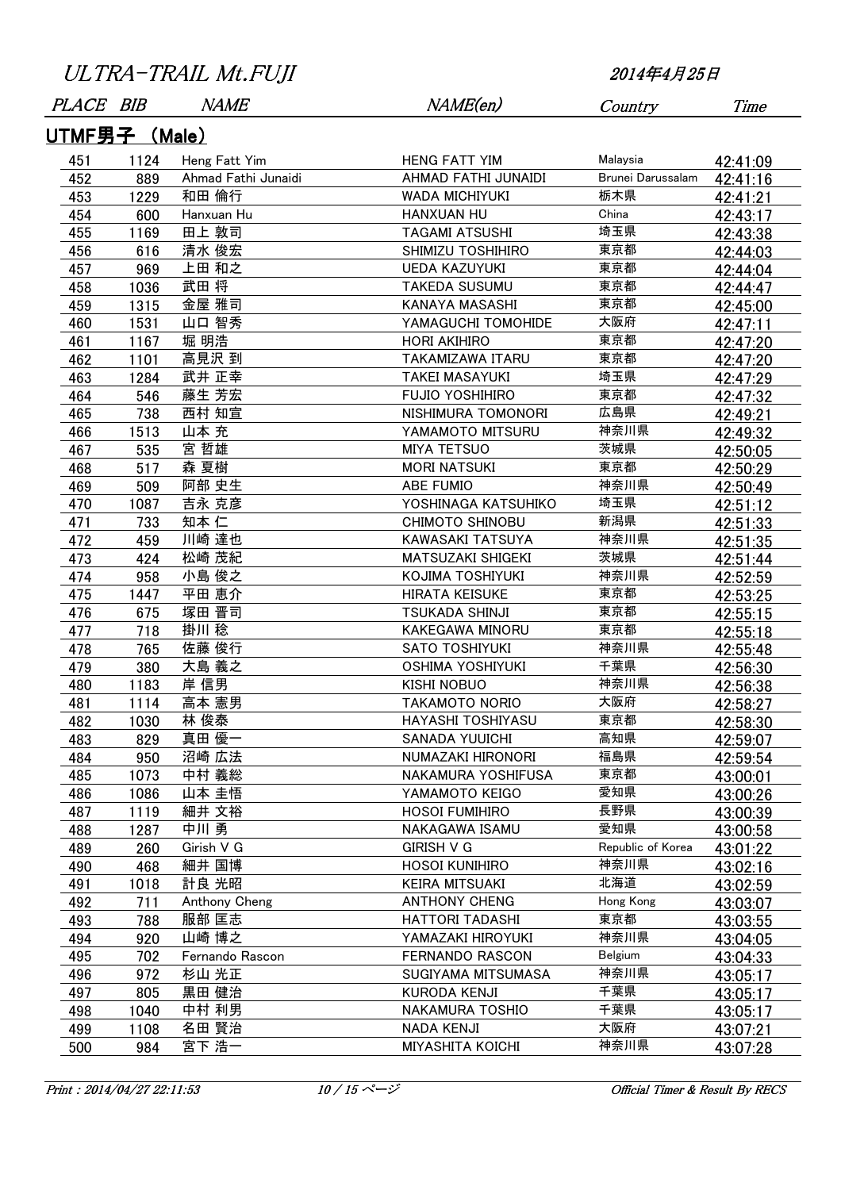ULTRA-TRAIL Mt.FUJI

2014年4月25日

## UTMF男子 (Male)

| PLACE | BIB | NAME | NAME(en) | Country | Time |
|---|---|---|---|---|---|
| 451 | 1124 | Heng Fatt Yim | HENG FATT YIM | Malaysia | 42:41:09 |
| 452 | 889 | Ahmad Fathi Junaidi | AHMAD FATHI JUNAIDI | Brunei Darussalam | 42:41:16 |
| 453 | 1229 | 和田 倫行 | WADA MICHIYUKI | 栃木県 | 42:41:21 |
| 454 | 600 | Hanxuan Hu | HANXUAN HU | China | 42:43:17 |
| 455 | 1169 | 田上 敦司 | TAGAMI ATSUSHI | 埼玉県 | 42:43:38 |
| 456 | 616 | 清水 俊宏 | SHIMIZU TOSHIHIRO | 東京都 | 42:44:03 |
| 457 | 969 | 上田 和之 | UEDA KAZUYUKI | 東京都 | 42:44:04 |
| 458 | 1036 | 武田 将 | TAKEDA SUSUMU | 東京都 | 42:44:47 |
| 459 | 1315 | 金屋 雅司 | KANAYA MASASHI | 東京都 | 42:45:00 |
| 460 | 1531 | 山口 智秀 | YAMAGUCHI TOMOHIDE | 大阪府 | 42:47:11 |
| 461 | 1167 | 堀 明浩 | HORI AKIHIRO | 東京都 | 42:47:20 |
| 462 | 1101 | 高見沢 到 | TAKAMIZAWA ITARU | 東京都 | 42:47:20 |
| 463 | 1284 | 武井 正幸 | TAKEI MASAYUKI | 埼玉県 | 42:47:29 |
| 464 | 546 | 藤生 芳宏 | FUJIO YOSHIHIRO | 東京都 | 42:47:32 |
| 465 | 738 | 西村 知宣 | NISHIMURA TOMONORI | 広島県 | 42:49:21 |
| 466 | 1513 | 山本 充 | YAMAMOTO MITSURU | 神奈川県 | 42:49:32 |
| 467 | 535 | 宮 哲雄 | MIYA TETSUO | 茨城県 | 42:50:05 |
| 468 | 517 | 森 夏樹 | MORI NATSUKI | 東京都 | 42:50:29 |
| 469 | 509 | 阿部 史生 | ABE FUMIO | 神奈川県 | 42:50:49 |
| 470 | 1087 | 吉永 克彦 | YOSHINAGA KATSUHIKO | 埼玉県 | 42:51:12 |
| 471 | 733 | 知本 仁 | CHIMOTO SHINOBU | 新潟県 | 42:51:33 |
| 472 | 459 | 川崎 達也 | KAWASAKI TATSUYA | 神奈川県 | 42:51:35 |
| 473 | 424 | 松崎 茂紀 | MATSUZAKI SHIGEKI | 茨城県 | 42:51:44 |
| 474 | 958 | 小島 俊之 | KOJIMA TOSHIYUKI | 神奈川県 | 42:52:59 |
| 475 | 1447 | 平田 恵介 | HIRATA KEISUKE | 東京都 | 42:53:25 |
| 476 | 675 | 塚田 晋司 | TSUKADA SHINJI | 東京都 | 42:55:15 |
| 477 | 718 | 掛川 稔 | KAKEGAWA MINORU | 東京都 | 42:55:18 |
| 478 | 765 | 佐藤 俊行 | SATO TOSHIYUKI | 神奈川県 | 42:55:48 |
| 479 | 380 | 大島 義之 | OSHIMA YOSHIYUKI | 千葉県 | 42:56:30 |
| 480 | 1183 | 岸 信男 | KISHI NOBUO | 神奈川県 | 42:56:38 |
| 481 | 1114 | 高本 憲男 | TAKAMOTO NORIO | 大阪府 | 42:58:27 |
| 482 | 1030 | 林 俊泰 | HAYASHI TOSHIYASU | 東京都 | 42:58:30 |
| 483 | 829 | 真田 優一 | SANADA YUUICHI | 高知県 | 42:59:07 |
| 484 | 950 | 沼崎 広法 | NUMAZAKI HIRONORI | 福島県 | 42:59:54 |
| 485 | 1073 | 中村 義総 | NAKAMURA YOSHIFUSA | 東京都 | 43:00:01 |
| 486 | 1086 | 山本 圭悟 | YAMAMOTO KEIGO | 愛知県 | 43:00:26 |
| 487 | 1119 | 細井 文裕 | HOSOI FUMIHIRO | 長野県 | 43:00:39 |
| 488 | 1287 | 中川 勇 | NAKAGAWA ISAMU | 愛知県 | 43:00:58 |
| 489 | 260 | Girish V G | GIRISH V G | Republic of Korea | 43:01:22 |
| 490 | 468 | 細井 国博 | HOSOI KUNIHIRO | 神奈川県 | 43:02:16 |
| 491 | 1018 | 計良 光昭 | KEIRA MITSUAKI | 北海道 | 43:02:59 |
| 492 | 711 | Anthony Cheng | ANTHONY CHENG | Hong Kong | 43:03:07 |
| 493 | 788 | 服部 匡志 | HATTORI TADASHI | 東京都 | 43:03:55 |
| 494 | 920 | 山崎 博之 | YAMAZAKI HIROYUKI | 神奈川県 | 43:04:05 |
| 495 | 702 | Fernando Rascon | FERNANDO RASCON | Belgium | 43:04:33 |
| 496 | 972 | 杉山 光正 | SUGIYAMA MITSUMASA | 神奈川県 | 43:05:17 |
| 497 | 805 | 黒田 健治 | KURODA KENJI | 千葉県 | 43:05:17 |
| 498 | 1040 | 中村 利男 | NAKAMURA TOSHIO | 千葉県 | 43:05:17 |
| 499 | 1108 | 名田 賢治 | NADA KENJI | 大阪府 | 43:07:21 |
| 500 | 984 | 宮下 浩一 | MIYASHITA KOICHI | 神奈川県 | 43:07:28 |

Print : 2014/04/27 22:11:53

Official Timer & Result By RECS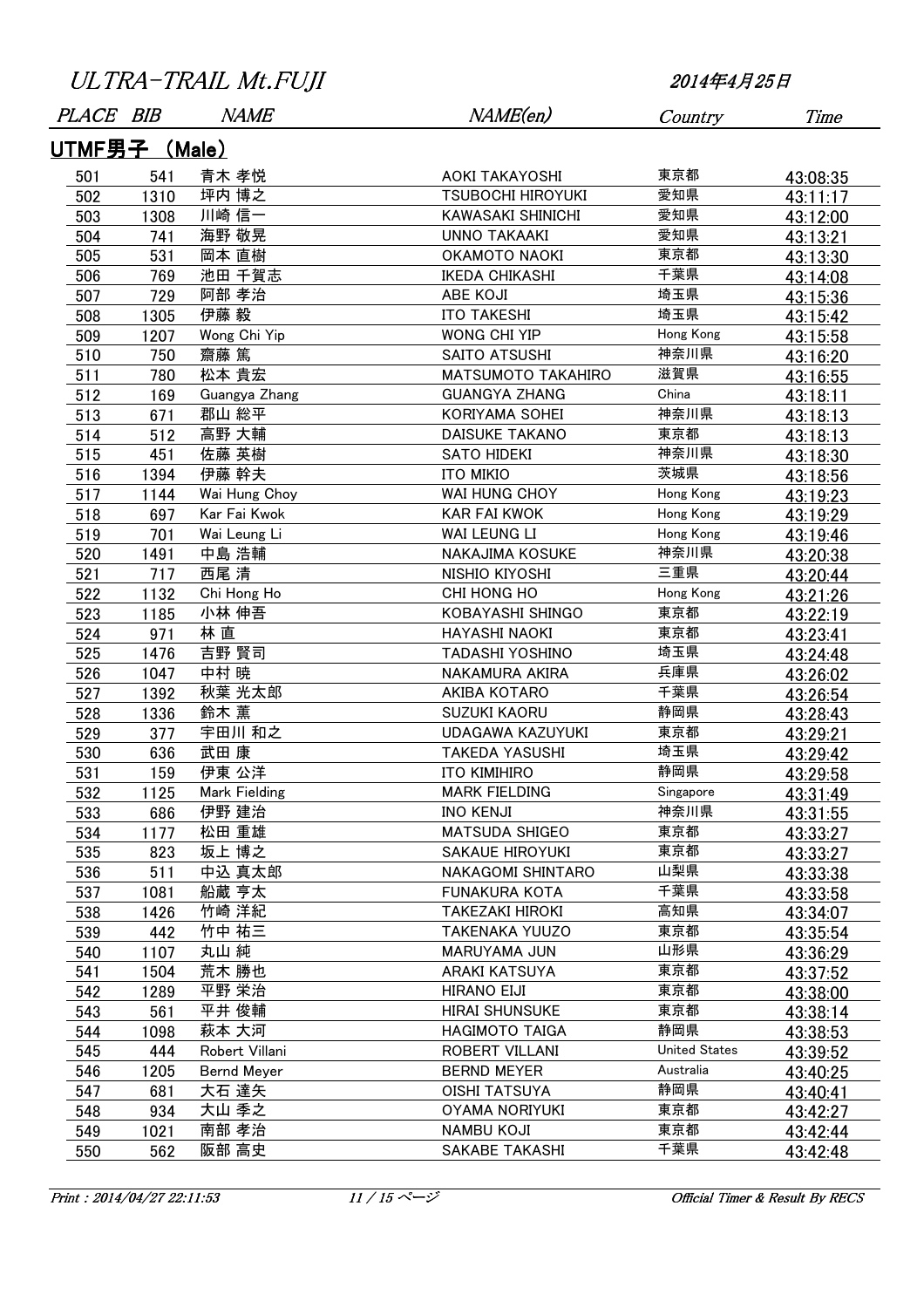ULTRA-TRAIL Mt.FUJI

2014年4月25日

## UTMF男子 (Male)

| PLACE | BIB | NAME | NAME(en) | Country | Time |
|---|---|---|---|---|---|
| 501 | 541 | 青木 孝悦 | AOKI TAKAYOSHI | 東京都 | 43:08:35 |
| 502 | 1310 | 坪内 博之 | TSUBOCHI HIROYUKI | 愛知県 | 43:11:17 |
| 503 | 1308 | 川崎 信一 | KAWASAKI SHINICHI | 愛知県 | 43:12:00 |
| 504 | 741 | 海野 敬晃 | UNNO TAKAAKI | 愛知県 | 43:13:21 |
| 505 | 531 | 岡本 直樹 | OKAMOTO NAOKI | 東京都 | 43:13:30 |
| 506 | 769 | 池田 千賀志 | IKEDA CHIKASHI | 千葉県 | 43:14:08 |
| 507 | 729 | 阿部 孝治 | ABE KOJI | 埼玉県 | 43:15:36 |
| 508 | 1305 | 伊藤 毅 | ITO TAKESHI | 埼玉県 | 43:15:42 |
| 509 | 1207 | Wong Chi Yip | WONG CHI YIP | Hong Kong | 43:15:58 |
| 510 | 750 | 齋藤 篤 | SAITO ATSUSHI | 神奈川県 | 43:16:20 |
| 511 | 780 | 松本 貴宏 | MATSUMOTO TAKAHIRO | 滋賀県 | 43:16:55 |
| 512 | 169 | Guangya Zhang | GUANGYA ZHANG | China | 43:18:11 |
| 513 | 671 | 郡山 総平 | KORIYAMA SOHEI | 神奈川県 | 43:18:13 |
| 514 | 512 | 高野 大輔 | DAISUKE TAKANO | 東京都 | 43:18:13 |
| 515 | 451 | 佐藤 英樹 | SATO HIDEKI | 神奈川県 | 43:18:30 |
| 516 | 1394 | 伊藤 幹夫 | ITO MIKIO | 茨城県 | 43:18:56 |
| 517 | 1144 | Wai Hung Choy | WAI HUNG CHOY | Hong Kong | 43:19:23 |
| 518 | 697 | Kar Fai Kwok | KAR FAI KWOK | Hong Kong | 43:19:29 |
| 519 | 701 | Wai Leung Li | WAI LEUNG LI | Hong Kong | 43:19:46 |
| 520 | 1491 | 中島 浩輔 | NAKAJIMA KOSUKE | 神奈川県 | 43:20:38 |
| 521 | 717 | 西尾 清 | NISHIO KIYOSHI | 三重県 | 43:20:44 |
| 522 | 1132 | Chi Hong Ho | CHI HONG HO | Hong Kong | 43:21:26 |
| 523 | 1185 | 小林 伸吾 | KOBAYASHI SHINGO | 東京都 | 43:22:19 |
| 524 | 971 | 林 直 | HAYASHI NAOKI | 東京都 | 43:23:41 |
| 525 | 1476 | 吉野 賢司 | TADASHI YOSHINO | 埼玉県 | 43:24:48 |
| 526 | 1047 | 中村 暁 | NAKAMURA AKIRA | 兵庫県 | 43:26:02 |
| 527 | 1392 | 秋葉 光太郎 | AKIBA KOTARO | 千葉県 | 43:26:54 |
| 528 | 1336 | 鈴木 薫 | SUZUKI KAORU | 静岡県 | 43:28:43 |
| 529 | 377 | 宇田川 和之 | UDAGAWA KAZUYUKI | 東京都 | 43:29:21 |
| 530 | 636 | 武田 康 | TAKEDA YASUSHI | 埼玉県 | 43:29:42 |
| 531 | 159 | 伊東 公洋 | ITO KIMIHIRO | 静岡県 | 43:29:58 |
| 532 | 1125 | Mark Fielding | MARK FIELDING | Singapore | 43:31:49 |
| 533 | 686 | 伊野 建治 | INO KENJI | 神奈川県 | 43:31:55 |
| 534 | 1177 | 松田 重雄 | MATSUDA SHIGEO | 東京都 | 43:33:27 |
| 535 | 823 | 坂上 博之 | SAKAUE HIROYUKI | 東京都 | 43:33:27 |
| 536 | 511 | 中込 真太郎 | NAKAGOMI SHINTARO | 山梨県 | 43:33:38 |
| 537 | 1081 | 船蔵 亨太 | FUNAKURA KOTA | 千葉県 | 43:33:58 |
| 538 | 1426 | 竹崎 洋紀 | TAKEZAKI HIROKI | 高知県 | 43:34:07 |
| 539 | 442 | 竹中 祐三 | TAKENAKA YUUZO | 東京都 | 43:35:54 |
| 540 | 1107 | 丸山 純 | MARUYAMA JUN | 山形県 | 43:36:29 |
| 541 | 1504 | 荒木 勝也 | ARAKI KATSUYA | 東京都 | 43:37:52 |
| 542 | 1289 | 平野 栄治 | HIRANO EIJI | 東京都 | 43:38:00 |
| 543 | 561 | 平井 俊輔 | HIRAI SHUNSUKE | 東京都 | 43:38:14 |
| 544 | 1098 | 萩本 大河 | HAGIMOTO TAIGA | 静岡県 | 43:38:53 |
| 545 | 444 | Robert Villani | ROBERT VILLANI | United States | 43:39:52 |
| 546 | 1205 | Bernd Meyer | BERND MEYER | Australia | 43:40:25 |
| 547 | 681 | 大石 達矢 | OISHI TATSUYA | 静岡県 | 43:40:41 |
| 548 | 934 | 大山 季之 | OYAMA NORIYUKI | 東京都 | 43:42:27 |
| 549 | 1021 | 南部 孝治 | NAMBU KOJI | 東京都 | 43:42:44 |
| 550 | 562 | 阪部 高史 | SAKABE TAKASHI | 千葉県 | 43:42:48 |

Print : 2014/04/27 22:11:53

Official Timer & Result By RECS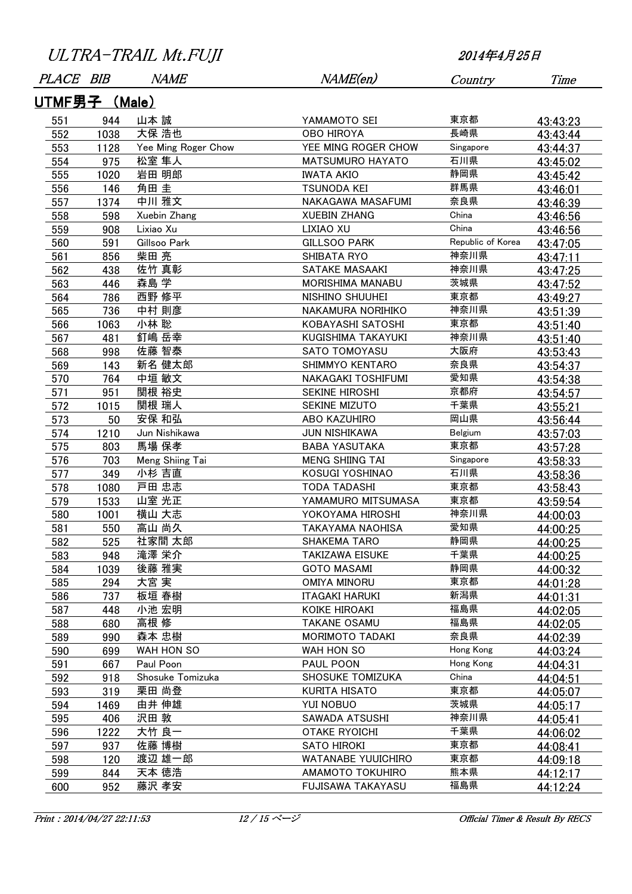# ULTRA-TRAIL Mt.FUJI

2014年4月25日

## UTMF男子 (Male)

| PLACE | BIB | NAME | NAME(en) | Country | Time |
|---|---|---|---|---|---|
| 551 | 944 | 山本 誠 | YAMAMOTO SEI | 東京都 | 43:43:23 |
| 552 | 1038 | 大保 浩也 | OBO HIROYA | 長崎県 | 43:43:44 |
| 553 | 1128 | Yee Ming Roger Chow | YEE MING ROGER CHOW | Singapore | 43:44:37 |
| 554 | 975 | 松室 隼人 | MATSUMURO HAYATO | 石川県 | 43:45:02 |
| 555 | 1020 | 岩田 明郎 | IWATA AKIO | 静岡県 | 43:45:42 |
| 556 | 146 | 角田 圭 | TSUNODA KEI | 群馬県 | 43:46:01 |
| 557 | 1374 | 中川 雅文 | NAKAGAWA MASAFUMI | 奈良県 | 43:46:39 |
| 558 | 598 | Xuebin Zhang | XUEBIN ZHANG | China | 43:46:56 |
| 559 | 908 | Lixiao Xu | LIXIAO XU | China | 43:46:56 |
| 560 | 591 | Gillsoo Park | GILLSOO PARK | Republic of Korea | 43:47:05 |
| 561 | 856 | 柴田 亮 | SHIBATA RYO | 神奈川県 | 43:47:11 |
| 562 | 438 | 佐竹 真彰 | SATAKE MASAAKI | 神奈川県 | 43:47:25 |
| 563 | 446 | 森島 学 | MORISHIMA MANABU | 茨城県 | 43:47:52 |
| 564 | 786 | 西野 修平 | NISHINO SHUUHEI | 東京都 | 43:49:27 |
| 565 | 736 | 中村 則彦 | NAKAMURA NORIHIKO | 神奈川県 | 43:51:39 |
| 566 | 1063 | 小林 聡 | KOBAYASHI SATOSHI | 東京都 | 43:51:40 |
| 567 | 481 | 釘嶋 岳幸 | KUGISHIMA TAKAYUKI | 神奈川県 | 43:51:40 |
| 568 | 998 | 佐藤 智泰 | SATO TOMOYASU | 大阪府 | 43:53:43 |
| 569 | 143 | 新名 健太郎 | SHIMMYO KENTARO | 奈良県 | 43:54:37 |
| 570 | 764 | 中垣 敏文 | NAKAGAKI TOSHIFUMI | 愛知県 | 43:54:38 |
| 571 | 951 | 関根 裕史 | SEKINE HIROSHI | 京都府 | 43:54:57 |
| 572 | 1015 | 関根 瑞人 | SEKINE MIZUTO | 千葉県 | 43:55:21 |
| 573 | 50 | 安保 和弘 | ABO KAZUHIRO | 岡山県 | 43:56:44 |
| 574 | 1210 | Jun Nishikawa | JUN NISHIKAWA | Belgium | 43:57:03 |
| 575 | 803 | 馬場 保孝 | BABA YASUTAKA | 東京都 | 43:57:28 |
| 576 | 703 | Meng Shiing Tai | MENG SHIING TAI | Singapore | 43:58:33 |
| 577 | 349 | 小杉 吉直 | KOSUGI YOSHINAO | 石川県 | 43:58:36 |
| 578 | 1080 | 戸田 忠志 | TODA TADASHI | 東京都 | 43:58:43 |
| 579 | 1533 | 山室 光正 | YAMAMURO MITSUMASA | 東京都 | 43:59:54 |
| 580 | 1001 | 横山 大志 | YOKOYAMA HIROSHI | 神奈川県 | 44:00:03 |
| 581 | 550 | 高山 尚久 | TAKAYAMA NAOHISA | 愛知県 | 44:00:25 |
| 582 | 525 | 社家間 太郎 | SHAKEMA TARO | 静岡県 | 44:00:25 |
| 583 | 948 | 滝澤 栄介 | TAKIZAWA EISUKE | 千葉県 | 44:00:25 |
| 584 | 1039 | 後藤 雅実 | GOTO MASAMI | 静岡県 | 44:00:32 |
| 585 | 294 | 大宮 実 | OMIYA MINORU | 東京都 | 44:01:28 |
| 586 | 737 | 板垣 春樹 | ITAGAKI HARUKI | 新潟県 | 44:01:31 |
| 587 | 448 | 小池 宏明 | KOIKE HIROAKI | 福島県 | 44:02:05 |
| 588 | 680 | 高根 修 | TAKANE OSAMU | 福島県 | 44:02:05 |
| 589 | 990 | 森本 忠樹 | MORIMOTO TADAKI | 奈良県 | 44:02:39 |
| 590 | 699 | WAH HON SO | WAH HON SO | Hong Kong | 44:03:24 |
| 591 | 667 | Paul Poon | PAUL POON | Hong Kong | 44:04:31 |
| 592 | 918 | Shosuke Tomizuka | SHOSUKE TOMIZUKA | China | 44:04:51 |
| 593 | 319 | 栗田 尚登 | KURITA HISATO | 東京都 | 44:05:07 |
| 594 | 1469 | 由井 伸雄 | YUI NOBUO | 茨城県 | 44:05:17 |
| 595 | 406 | 沢田 敦 | SAWADA ATSUSHI | 神奈川県 | 44:05:41 |
| 596 | 1222 | 大竹 良一 | OTAKE RYOICHI | 千葉県 | 44:06:02 |
| 597 | 937 | 佐藤 博樹 | SATO HIROKI | 東京都 | 44:08:41 |
| 598 | 120 | 渡辺 雄一郎 | WATANABE YUUICHIRO | 東京都 | 44:09:18 |
| 599 | 844 | 天本 徳浩 | AMAMOTO TOKUHIRO | 熊本県 | 44:12:17 |
| 600 | 952 | 藤沢 孝安 | FUJISAWA TAKAYASU | 福島県 | 44:12:24 |

Print : 2014/04/27 22:11:53 Official Timer & Result By RECS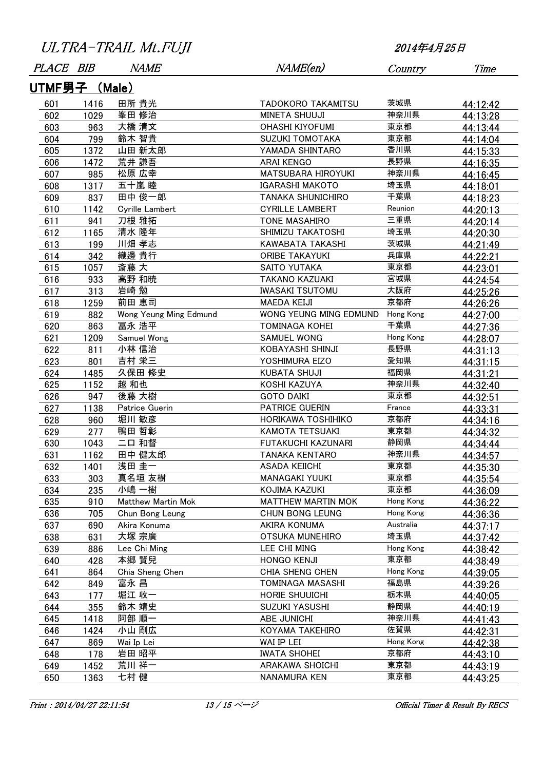ULTRA-TRAIL Mt.FUJI

2014年4月25日

## UTMF男子 (Male)

| PLACE | BIB | NAME | NAME(en) | Country | Time |
|---|---|---|---|---|---|
| 601 | 1416 | 田所 貴光 | TADOKORO TAKAMITSU | 茨城県 | 44:12:42 |
| 602 | 1029 | 峯田 修治 | MINETA SHUUJI | 神奈川県 | 44:13:28 |
| 603 | 963 | 大橋 清文 | OHASHI KIYOFUMI | 東京都 | 44:13:44 |
| 604 | 799 | 鈴木 智貴 | SUZUKI TOMOTAKA | 東京都 | 44:14:04 |
| 605 | 1372 | 山田 新太郎 | YAMADA SHINTARO | 香川県 | 44:15:33 |
| 606 | 1472 | 荒井 謙吾 | ARAI KENGO | 長野県 | 44:16:35 |
| 607 | 985 | 松原 広幸 | MATSUBARA HIROYUKI | 神奈川県 | 44:16:45 |
| 608 | 1317 | 五十嵐 睦 | IGARASHI MAKOTO | 埼玉県 | 44:18:01 |
| 609 | 837 | 田中 俊一郎 | TANAKA SHUNICHIRO | 千葉県 | 44:18:23 |
| 610 | 1142 | Cyrille Lambert | CYRILLE LAMBERT | Reunion | 44:20:13 |
| 611 | 941 | 刀根 雅拓 | TONE MASAHIRO | 三重県 | 44:20:14 |
| 612 | 1165 | 清水 隆年 | SHIMIZU TAKATOSHI | 埼玉県 | 44:20:30 |
| 613 | 199 | 川畑 孝志 | KAWABATA TAKASHI | 茨城県 | 44:21:49 |
| 614 | 342 | 織邊 貴行 | ORIBE TAKAYUKI | 兵庫県 | 44:22:21 |
| 615 | 1057 | 斎藤 大 | SAITO YUTAKA | 東京都 | 44:23:01 |
| 616 | 933 | 高野 和暁 | TAKANO KAZUAKI | 宮城県 | 44:24:54 |
| 617 | 313 | 岩崎 勉 | IWASAKI TSUTOMU | 大阪府 | 44:25:26 |
| 618 | 1259 | 前田 恵司 | MAEDA KEIJI | 京都府 | 44:26:26 |
| 619 | 882 | Wong Yeung Ming Edmund | WONG YEUNG MING EDMUND | Hong Kong | 44:27:00 |
| 620 | 863 | 冨永 浩平 | TOMINAGA KOHEI | 千葉県 | 44:27:36 |
| 621 | 1209 | Samuel Wong | SAMUEL WONG | Hong Kong | 44:28:07 |
| 622 | 811 | 小林 信治 | KOBAYASHI SHINJI | 長野県 | 44:31:13 |
| 623 | 801 | 吉村 栄三 | YOSHIMURA EIZO | 愛知県 | 44:31:15 |
| 624 | 1485 | 久保田 修史 | KUBATA SHUJI | 福岡県 | 44:31:21 |
| 625 | 1152 | 越 和也 | KOSHI KAZUYA | 神奈川県 | 44:32:40 |
| 626 | 947 | 後藤 大樹 | GOTO DAIKI | 東京都 | 44:32:51 |
| 627 | 1138 | Patrice Guerin | PATRICE GUERIN | France | 44:33:31 |
| 628 | 960 | 堀川 敏彦 | HORIKAWA TOSHIHIKO | 京都府 | 44:34:16 |
| 629 | 277 | 鴨田 哲彰 | KAMOTA TETSUAKI | 東京都 | 44:34:32 |
| 630 | 1043 | 二口 和督 | FUTAKUCHI KAZUNARI | 静岡県 | 44:34:44 |
| 631 | 1162 | 田中 健太郎 | TANAKA KENTARO | 神奈川県 | 44:34:57 |
| 632 | 1401 | 浅田 圭一 | ASADA KEIICHI | 東京都 | 44:35:30 |
| 633 | 303 | 真名垣 友樹 | MANAGAKI YUUKI | 東京都 | 44:35:54 |
| 634 | 235 | 小嶋 一樹 | KOJIMA KAZUKI | 東京都 | 44:36:09 |
| 635 | 910 | Matthew Martin Mok | MATTHEW MARTIN MOK | Hong Kong | 44:36:22 |
| 636 | 705 | Chun Bong Leung | CHUN BONG LEUNG | Hong Kong | 44:36:36 |
| 637 | 690 | Akira Konuma | AKIRA KONUMA | Australia | 44:37:17 |
| 638 | 631 | 大塚 宗廣 | OTSUKA MUNEHIRO | 埼玉県 | 44:37:42 |
| 639 | 886 | Lee Chi Ming | LEE CHI MING | Hong Kong | 44:38:42 |
| 640 | 428 | 本郷 賢兒 | HONGO KENJI | 東京都 | 44:38:49 |
| 641 | 864 | Chia Sheng Chen | CHIA SHENG CHEN | Hong Kong | 44:39:05 |
| 642 | 849 | 富永 昌 | TOMINAGA MASASHI | 福島県 | 44:39:26 |
| 643 | 177 | 堀江 收一 | HORIE SHUUICHI | 栃木県 | 44:40:05 |
| 644 | 355 | 鈴木 靖史 | SUZUKI YASUSHI | 静岡県 | 44:40:19 |
| 645 | 1418 | 阿部 順一 | ABE JUNICHI | 神奈川県 | 44:41:43 |
| 646 | 1424 | 小山 剛広 | KOYAMA TAKEHIRO | 佐賀県 | 44:42:31 |
| 647 | 869 | Wai Ip Lei | WAI IP LEI | Hong Kong | 44:42:38 |
| 648 | 178 | 岩田 昭平 | IWATA SHOHEI | 京都府 | 44:43:10 |
| 649 | 1452 | 荒川 祥一 | ARAKAWA SHOICHI | 東京都 | 44:43:19 |
| 650 | 1363 | 七村 健 | NANAMURA KEN | 東京都 | 44:43:25 |

Print : 2014/04/27 22:11:54

Official Timer & Result By RECS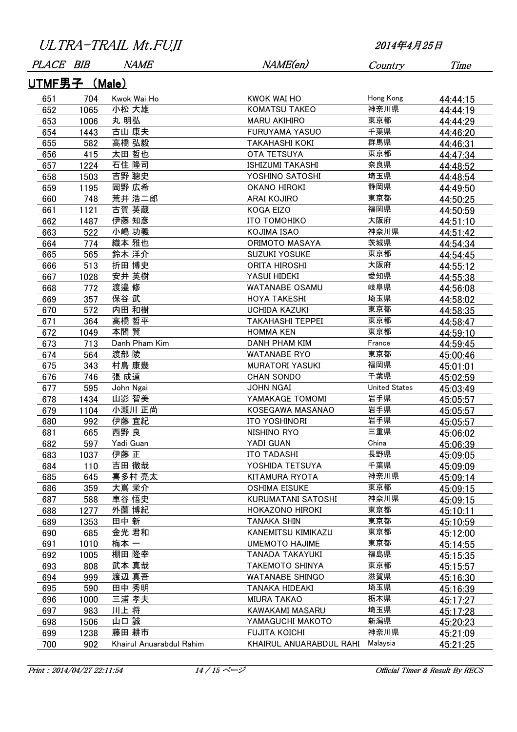ULTRA-TRAIL Mt.FUJI

2014年4月25日

## UTMF男子 (Male)

| PLACE | BIB | NAME | NAME(en) | Country | Time |
|---|---|---|---|---|---|
| 651 | 704 | Kwok Wai Ho | KWOK WAI HO | Hong Kong | 44:44:15 |
| 652 | 1065 | 小松 大雄 | KOMATSU TAKEO | 神奈川県 | 44:44:19 |
| 653 | 1006 | 丸 明弘 | MARU AKIHIRO | 東京都 | 44:44:29 |
| 654 | 1443 | 古山 康夫 | FURUYAMA YASUO | 千葉県 | 44:46:20 |
| 655 | 582 | 高橋 弘毅 | TAKAHASHI KOKI | 群馬県 | 44:46:31 |
| 656 | 415 | 太田 哲也 | OTA TETSUYA | 東京都 | 44:47:34 |
| 657 | 1224 | 石住 隆司 | ISHIZUMI TAKASHI | 奈良県 | 44:48:52 |
| 658 | 1503 | 吉野 聰史 | YOSHINO SATOSHI | 埼玉県 | 44:48:54 |
| 659 | 1195 | 岡野 広希 | OKANO HIROKI | 静岡県 | 44:49:50 |
| 660 | 748 | 荒井 浩二郎 | ARAI KOJIRO | 東京都 | 44:50:25 |
| 661 | 1121 | 古賀 英蔵 | KOGA EIZO | 福岡県 | 44:50:59 |
| 662 | 1487 | 伊藤 知彦 | ITO TOMOHIKO | 大阪府 | 44:51:10 |
| 663 | 522 | 小嶋 功義 | KOJIMA ISAO | 神奈川県 | 44:51:42 |
| 664 | 774 | 織本 雅也 | ORIMOTO MASAYA | 茨城県 | 44:54:34 |
| 665 | 565 | 鈴木 洋介 | SUZUKI YOSUKE | 東京都 | 44:54:45 |
| 666 | 513 | 折田 博史 | ORITA HIROSHI | 大阪府 | 44:55:12 |
| 667 | 1028 | 安井 英樹 | YASUI HIDEKI | 愛知県 | 44:55:38 |
| 668 | 772 | 渡邉 修 | WATANABE OSAMU | 岐阜県 | 44:56:08 |
| 669 | 357 | 保谷 武 | HOYA TAKESHI | 埼玉県 | 44:58:02 |
| 670 | 572 | 内田 和樹 | UCHIDA KAZUKI | 東京都 | 44:58:35 |
| 671 | 364 | 高橋 哲平 | TAKAHASHI TEPPEI | 東京都 | 44:58:47 |
| 672 | 1049 | 本間 賢 | HOMMA KEN | 東京都 | 44:59:10 |
| 673 | 713 | Danh Pham Kim | DANH PHAM KIM | France | 44:59:45 |
| 674 | 564 | 渡部 陵 | WATANABE RYO | 東京都 | 45:00:46 |
| 675 | 343 | 村鳥 康幾 | MURATORI YASUKI | 福岡県 | 45:01:01 |
| 676 | 746 | 張 成道 | CHAN SONDO | 千葉県 | 45:02:59 |
| 677 | 595 | John Ngai | JOHN NGAI | United States | 45:03:49 |
| 678 | 1434 | 山影 智美 | YAMAKAGE TOMOMI | 岩手県 | 45:05:57 |
| 679 | 1104 | 小瀬川 正尚 | KOSEGAWA MASANAO | 岩手県 | 45:05:57 |
| 680 | 992 | 伊藤 宜紀 | ITO YOSHINORI | 岩手県 | 45:05:57 |
| 681 | 665 | 西野 良 | NISHINO RYO | 三重県 | 45:06:02 |
| 682 | 597 | Yadi Guan | YADI GUAN | China | 45:06:39 |
| 683 | 1037 | 伊藤 正 | ITO TADASHI | 長野県 | 45:09:05 |
| 684 | 110 | 吉田 徹哉 | YOSHIDA TETSUYA | 千葉県 | 45:09:09 |
| 685 | 645 | 喜多村 亮太 | KITAMURA RYOTA | 神奈川県 | 45:09:14 |
| 686 | 359 | 大嶌 栄介 | OSHIMA EISUKE | 東京都 | 45:09:15 |
| 687 | 588 | 車谷 悟史 | KURUMATANI SATOSHI | 神奈川県 | 45:09:15 |
| 688 | 1277 | 外薗 博紀 | HOKAZONO HIROKI | 東京都 | 45:10:11 |
| 689 | 1353 | 田中 新 | TANAKA SHIN | 東京都 | 45:10:59 |
| 690 | 685 | 金光 君和 | KANEMITSU KIMIKAZU | 東京都 | 45:12:00 |
| 691 | 1010 | 梅本 一 | UMEMOTO HAJIME | 東京都 | 45:14:55 |
| 692 | 1005 | 棚田 隆幸 | TANADA TAKAYUKI | 福島県 | 45:15:35 |
| 693 | 808 | 武本 真哉 | TAKEMOTO SHINYA | 東京都 | 45:15:57 |
| 694 | 999 | 渡辺 真吾 | WATANABE SHINGO | 滋賀県 | 45:16:30 |
| 695 | 590 | 田中 秀明 | TANAKA HIDEAKI | 埼玉県 | 45:16:39 |
| 696 | 1000 | 三浦 孝夫 | MIURA TAKAO | 栃木県 | 45:17:27 |
| 697 | 983 | 川上 将 | KAWAKAMI MASARU | 埼玉県 | 45:17:28 |
| 698 | 1506 | 山口 誠 | YAMAGUCHI MAKOTO | 新潟県 | 45:20:23 |
| 699 | 1238 | 藤田 耕市 | FUJITA KOICHI | 神奈川県 | 45:21:09 |
| 700 | 902 | Khairul Anuarabdul Rahim | KHAIRUL ANUARABDUL RAHI | Malaysia | 45:21:25 |

Print : 2014/04/27 22:11:54

Official Timer & Result By RECS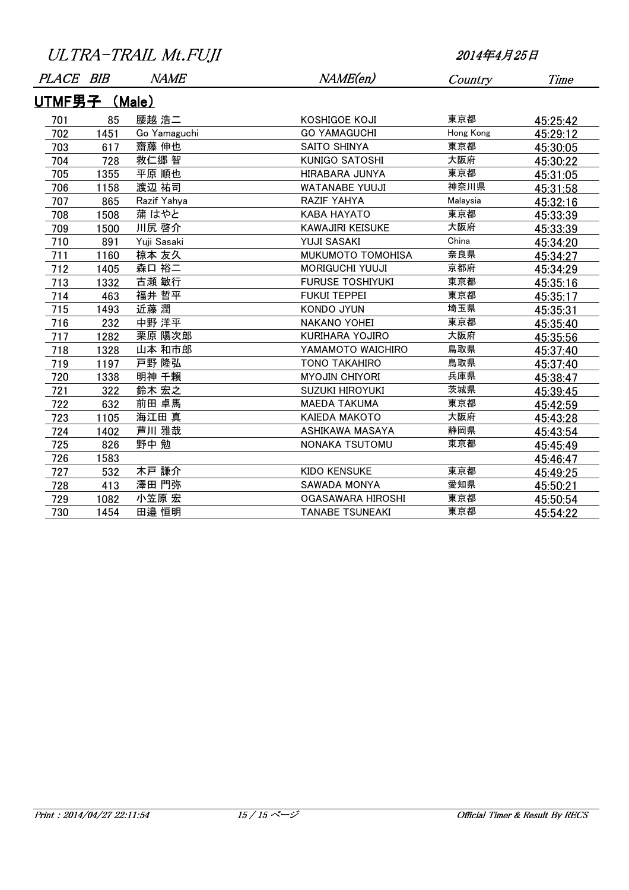# ULTRA-TRAIL Mt.FUJI

2014年4月25日

## UTMF男子 (Male)

| PLACE | BIB | NAME | NAME(en) | Country | Time |
|---|---|---|---|---|---|
| 701 | 85 | 腰越 浩二 | KOSHIGOE KOJI | 東京都 | 45:25:42 |
| 702 | 1451 | Go Yamaguchi | GO YAMAGUCHI | Hong Kong | 45:29:12 |
| 703 | 617 | 齋藤 伸也 | SAITO SHINYA | 東京都 | 45:30:05 |
| 704 | 728 | 救仁郷 智 | KUNIGO SATOSHI | 大阪府 | 45:30:22 |
| 705 | 1355 | 平原 順也 | HIRABARA JUNYA | 東京都 | 45:31:05 |
| 706 | 1158 | 渡辺 祐司 | WATANABE YUUJI | 神奈川県 | 45:31:58 |
| 707 | 865 | Razif Yahya | RAZIF YAHYA | Malaysia | 45:32:16 |
| 708 | 1508 | 蒲 はやと | KABA HAYATO | 東京都 | 45:33:39 |
| 709 | 1500 | 川尻 啓介 | KAWAJIRI KEISUKE | 大阪府 | 45:33:39 |
| 710 | 891 | Yuji Sasaki | YUJI SASAKI | China | 45:34:20 |
| 711 | 1160 | 椋本 友久 | MUKUMOTO TOMOHISA | 奈良県 | 45:34:27 |
| 712 | 1405 | 森口 裕二 | MORIGUCHI YUUJI | 京都府 | 45:34:29 |
| 713 | 1332 | 古瀬 敏行 | FURUSE TOSHIYUKI | 東京都 | 45:35:16 |
| 714 | 463 | 福井 哲平 | FUKUI TEPPEI | 東京都 | 45:35:17 |
| 715 | 1493 | 近藤 潤 | KONDO JYUN | 埼玉県 | 45:35:31 |
| 716 | 232 | 中野 洋平 | NAKANO YOHEI | 東京都 | 45:35:40 |
| 717 | 1282 | 栗原 陽次郎 | KURIHARA YOJIRO | 大阪府 | 45:35:56 |
| 718 | 1328 | 山本 和市郎 | YAMAMOTO WAICHIRO | 鳥取県 | 45:37:40 |
| 719 | 1197 | 戸野 隆弘 | TONO TAKAHIRO | 鳥取県 | 45:37:40 |
| 720 | 1338 | 明神 千頼 | MYOJIN CHIYORI | 兵庫県 | 45:38:47 |
| 721 | 322 | 鈴木 宏之 | SUZUKI HIROYUKI | 茨城県 | 45:39:45 |
| 722 | 632 | 前田 卓馬 | MAEDA TAKUMA | 東京都 | 45:42:59 |
| 723 | 1105 | 海江田 真 | KAIEDA MAKOTO | 大阪府 | 45:43:28 |
| 724 | 1402 | 芦川 雅哉 | ASHIKAWA MASAYA | 静岡県 | 45:43:54 |
| 725 | 826 | 野中 勉 | NONAKA TSUTOMU | 東京都 | 45:45:49 |
| 726 | 1583 | | | | 45:46:47 |
| 727 | 532 | 木戸 謙介 | KIDO KENSUKE | 東京都 | 45:49:25 |
| 728 | 413 | 澤田 門弥 | SAWADA MONYA | 愛知県 | 45:50:21 |
| 729 | 1082 | 小笠原 宏 | OGASAWARA HIROSHI | 東京都 | 45:50:54 |
| 730 | 1454 | 田邉 恒明 | TANABE TSUNEAKI | 東京都 | 45:54:22 |

Print : 2014/04/27 22:11:54

Official Timer & Result By RECS